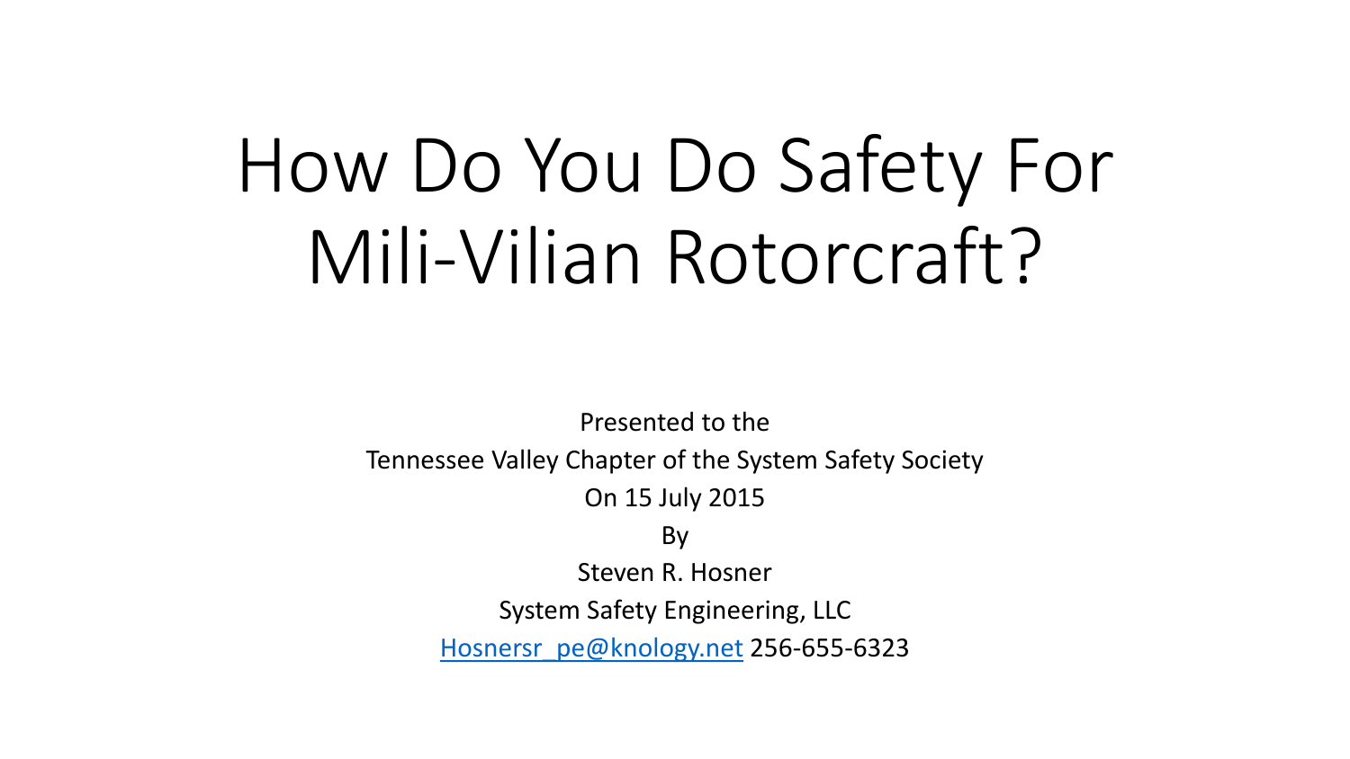# How Do You Do Safety For Mili-Vilian Rotorcraft?

Presented to the

Tennessee Valley Chapter of the System Safety Society

On 15 July 2015

By

Steven R. Hosner

System Safety Engineering, LLC

Hosnersr_pe@knology.net 256-655-6323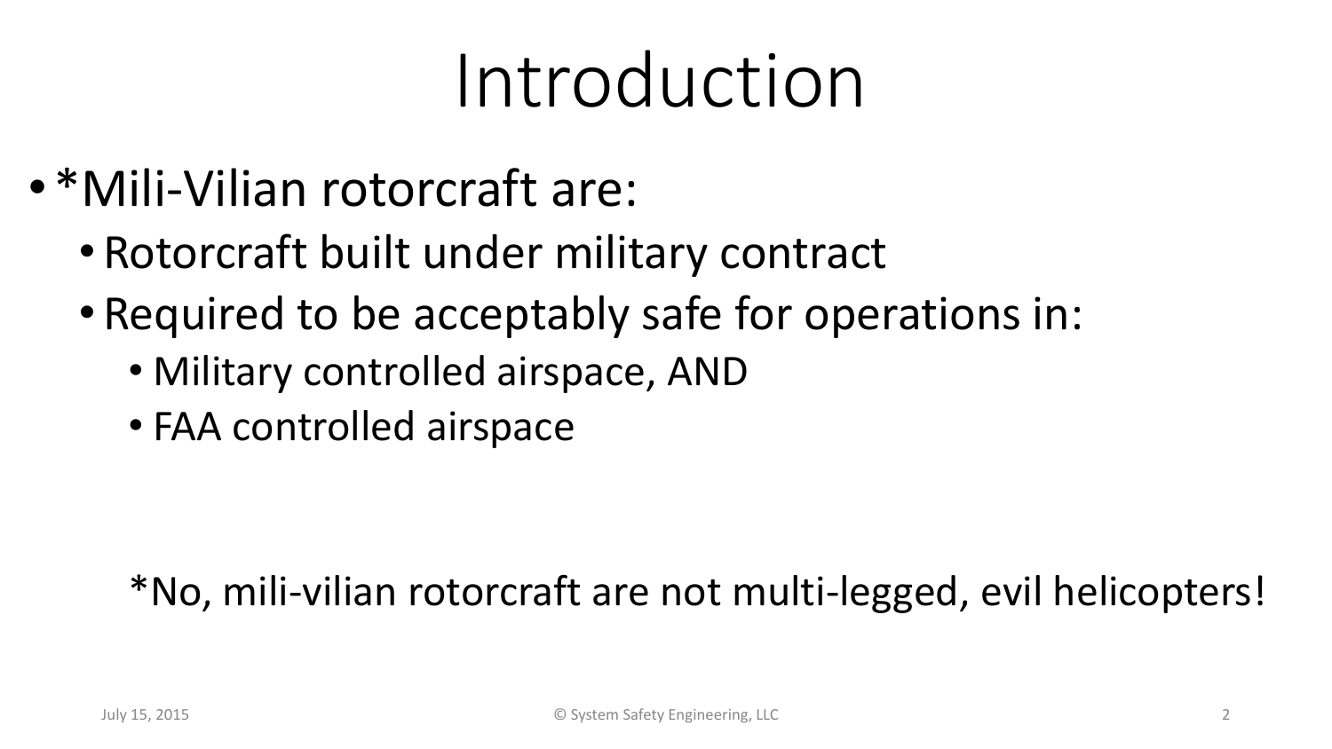# Introduction

- *Mili-Vilian rotorcraft are:
  - Rotorcraft built under military contract
  - Required to be acceptably safe for operations in:
    - Military controlled airspace, AND
    - FAA controlled airspace

*No, mili-vilian rotorcraft are not multi-legged, evil helicopters!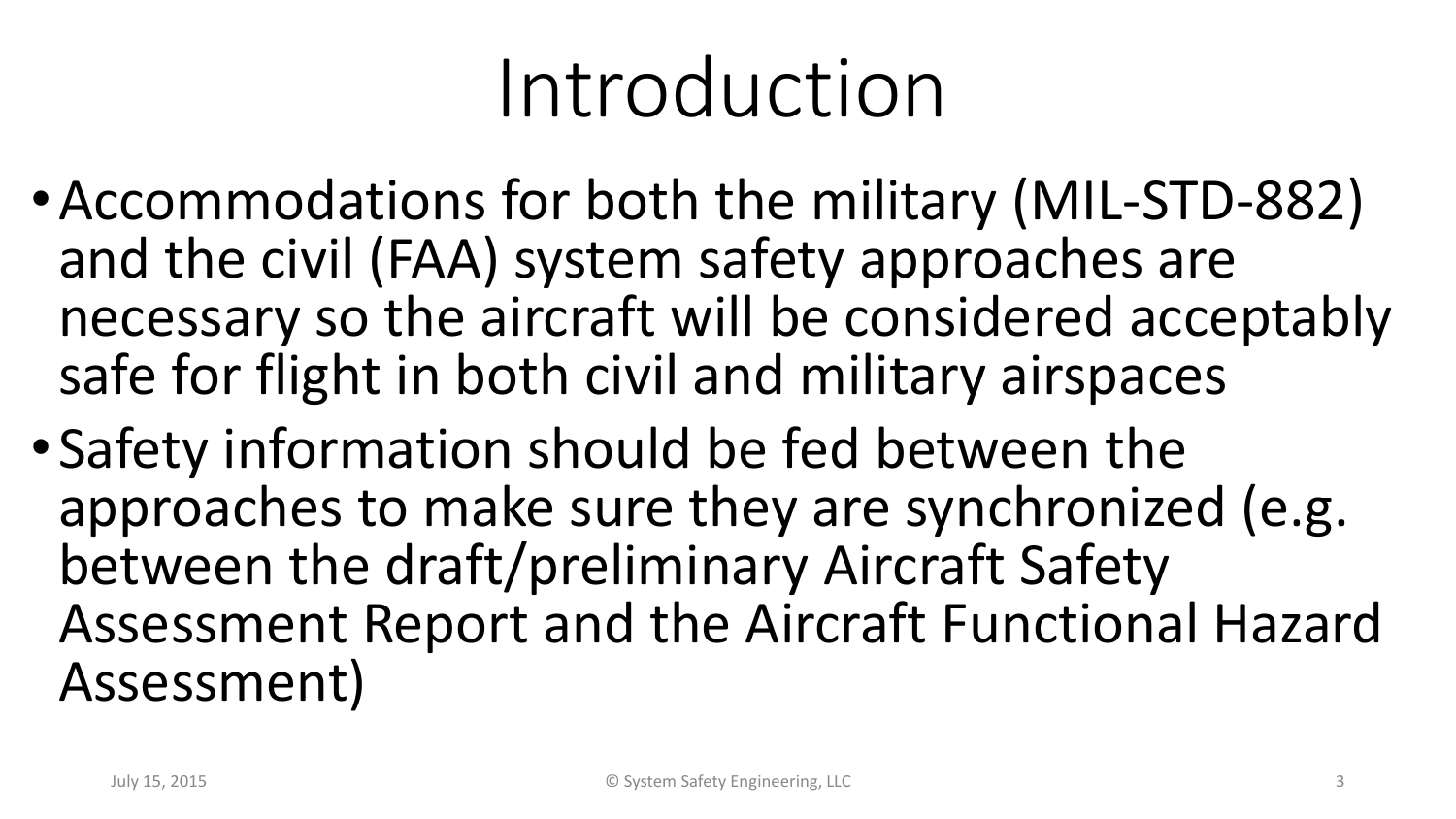# Introduction

- Accommodations for both the military (MIL-STD-882) and the civil (FAA) system safety approaches are necessary so the aircraft will be considered acceptably safe for flight in both civil and military airspaces
- Safety information should be fed between the approaches to make sure they are synchronized (e.g. between the draft/preliminary Aircraft Safety Assessment Report and the Aircraft Functional Hazard Assessment)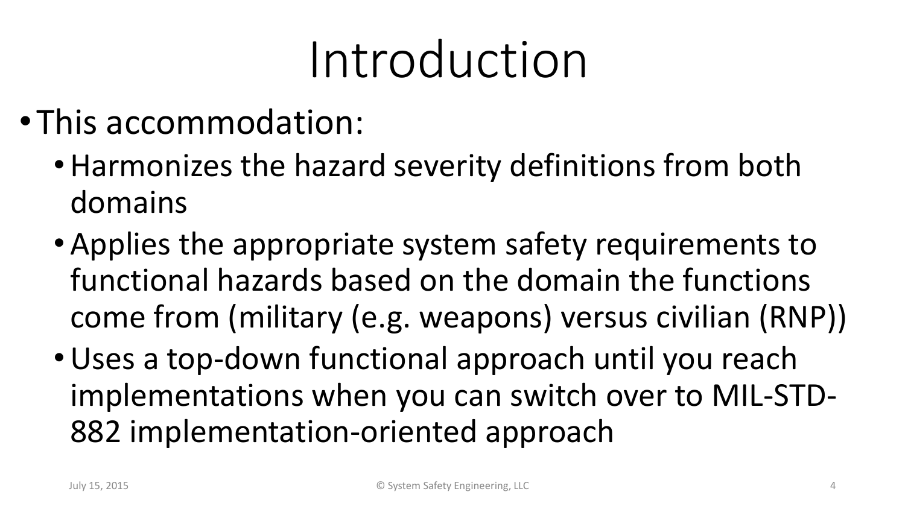# Introduction

- This accommodation:
  - Harmonizes the hazard severity definitions from both domains
  - Applies the appropriate system safety requirements to functional hazards based on the domain the functions come from (military (e.g. weapons) versus civilian (RNP))
  - Uses a top-down functional approach until you reach implementations when you can switch over to MIL-STD-882 implementation-oriented approach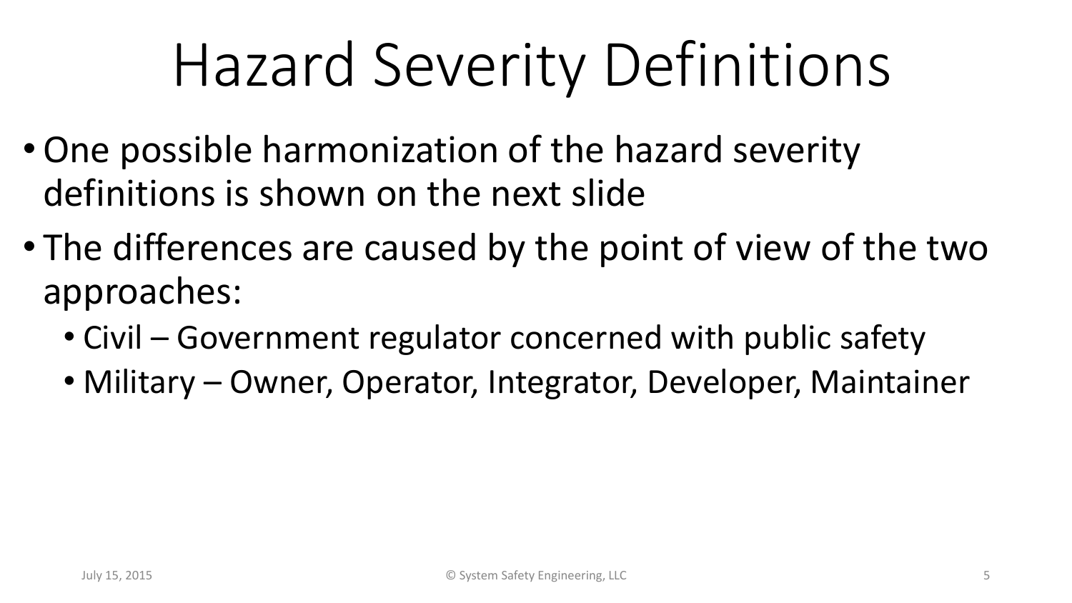# Hazard Severity Definitions

- One possible harmonization of the hazard severity definitions is shown on the next slide
- The differences are caused by the point of view of the two approaches:
  - Civil – Government regulator concerned with public safety
  - Military – Owner, Operator, Integrator, Developer, Maintainer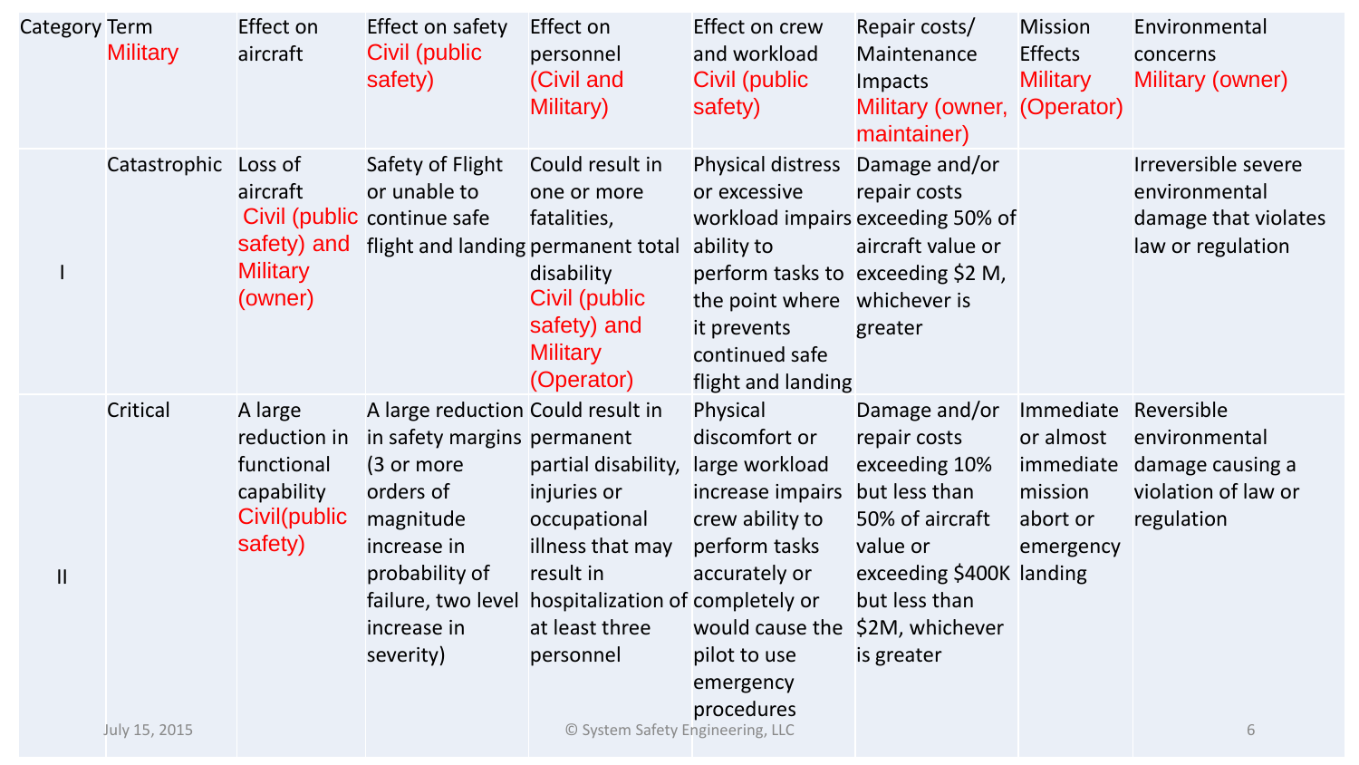| Category | Term Military | Effect on aircraft | Effect on safety Civil (public safety) | Effect on personnel (Civil and Military) | Effect on crew and workload Civil (public safety) | Repair costs/ Maintenance Impacts Military (owner, maintainer) | Mission Effects Military (Operator) | Environmental concerns Military (owner) |
|---|---|---|---|---|---|---|---|---|
| I | Catastrophic | Loss of aircraft Civil (public safety) and Military (owner) | Safety of Flight or unable to continue safe flight and landing | Could result in one or more fatalities, permanent total disability Civil (public safety) and Military (Operator) | Physical distress or excessive workload impairs ability to perform tasks to the point where it prevents continued safe flight and landing | Damage and/or repair costs exceeding 50% of aircraft value or exceeding $2 M, whichever is greater | | Irreversible severe environmental damage that violates law or regulation |
| II | Critical | A large reduction in functional capability Civil(public safety) | A large reduction in safety margins (3 or more orders of magnitude increase in probability of failure, two level increase in severity) | Could result in permanent partial disability, injuries or occupational illness that may result in hospitalization of at least three personnel | Physical discomfort or large workload increase impairs crew ability to perform tasks accurately or completely or would cause the pilot to use emergency procedures | Damage and/or repair costs exceeding 10% but less than 50% of aircraft value or exceeding $400K but less than $2M, whichever is greater | Immediate or almost immediate mission abort or emergency landing | Reversible environmental damage causing a violation of law or regulation |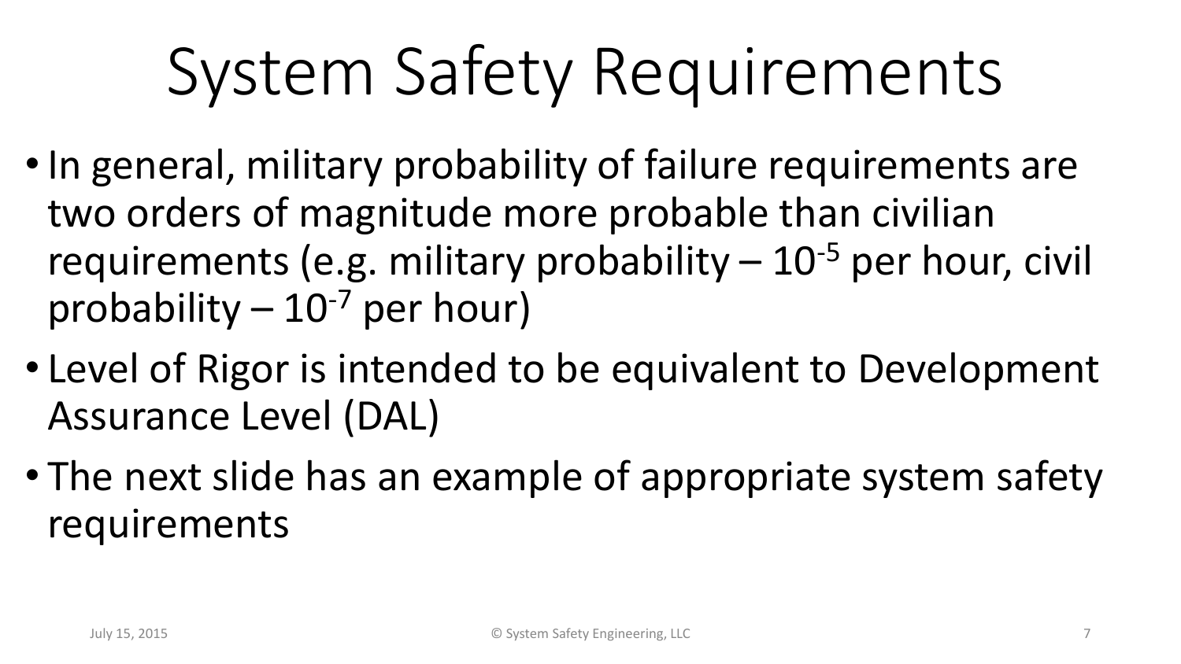# System Safety Requirements

- In general, military probability of failure requirements are two orders of magnitude more probable than civilian requirements (e.g. military probability – $10^{-5}$ per hour, civil probability – $10^{-7}$ per hour)
- Level of Rigor is intended to be equivalent to Development Assurance Level (DAL)
- The next slide has an example of appropriate system safety requirements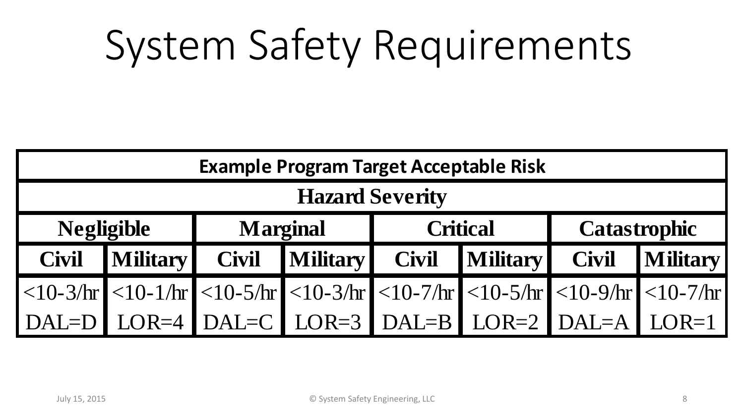# System Safety Requirements

| Example Program Target Acceptable Risk | | | | | | | |
|---|---|---|---|---|---|---|---|
| **Hazard Severity** | | | | | | | |
| **Negligible** | | **Marginal** | | **Critical** | | **Catastrophic** | |
| **Civil** | **Military** | **Civil** | **Military** | **Civil** | **Military** | **Civil** | **Military** |
| <10-3/hr DAL=D | <10-1/hr LOR=4 | <10-5/hr DAL=C | <10-3/hr LOR=3 | <10-7/hr DAL=B | <10-5/hr LOR=2 | <10-9/hr DAL=A | <10-7/hr LOR=1 |

July 15, 2015 © System Safety Engineering, LLC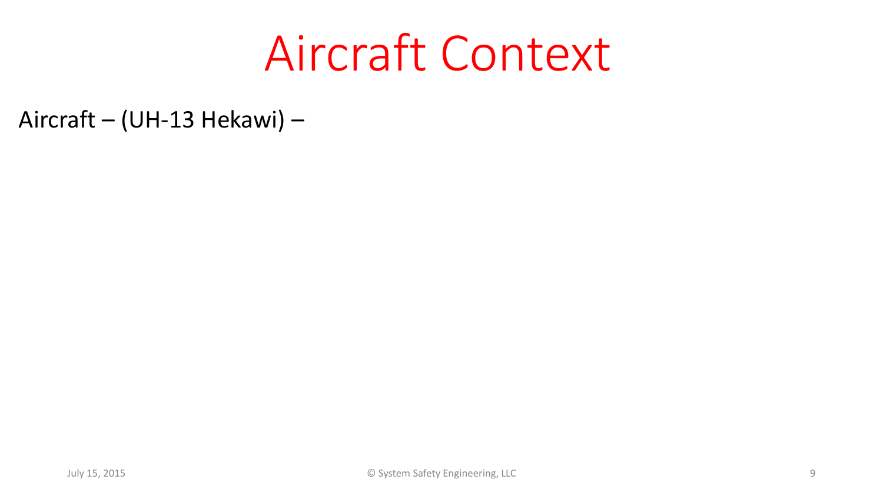# Aircraft Context

Aircraft – (UH-13 Hekawi) –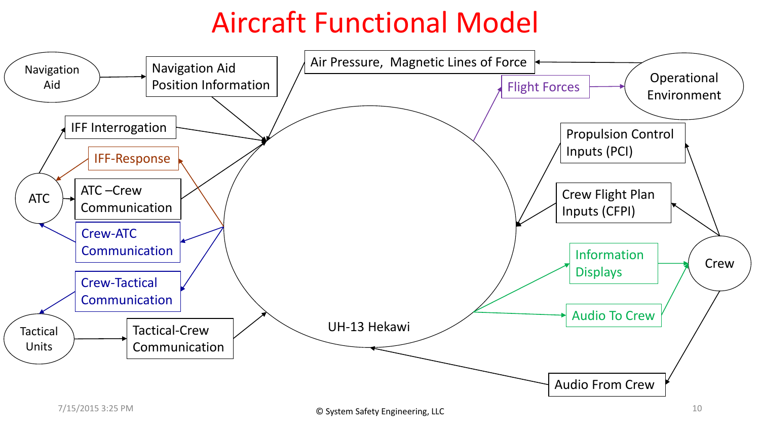# Aircraft Functional Model

Navigation Aid

Navigation Aid Position Information

Air Pressure, Magnetic Lines of Force

Operational Environment

Flight Forces

IFF Interrogation

IFF-Response

ATC

ATC –Crew Communication

Crew-ATC Communication

Crew-Tactical Communication

Tactical Units

Tactical-Crew Communication

UH-13 Hekawi

Propulsion Control Inputs (PCI)

Crew Flight Plan Inputs (CFPI)

Information Displays

Audio To Crew

Crew

Audio From Crew

7/15/2015 3:25 PM

© System Safety Engineering, LLC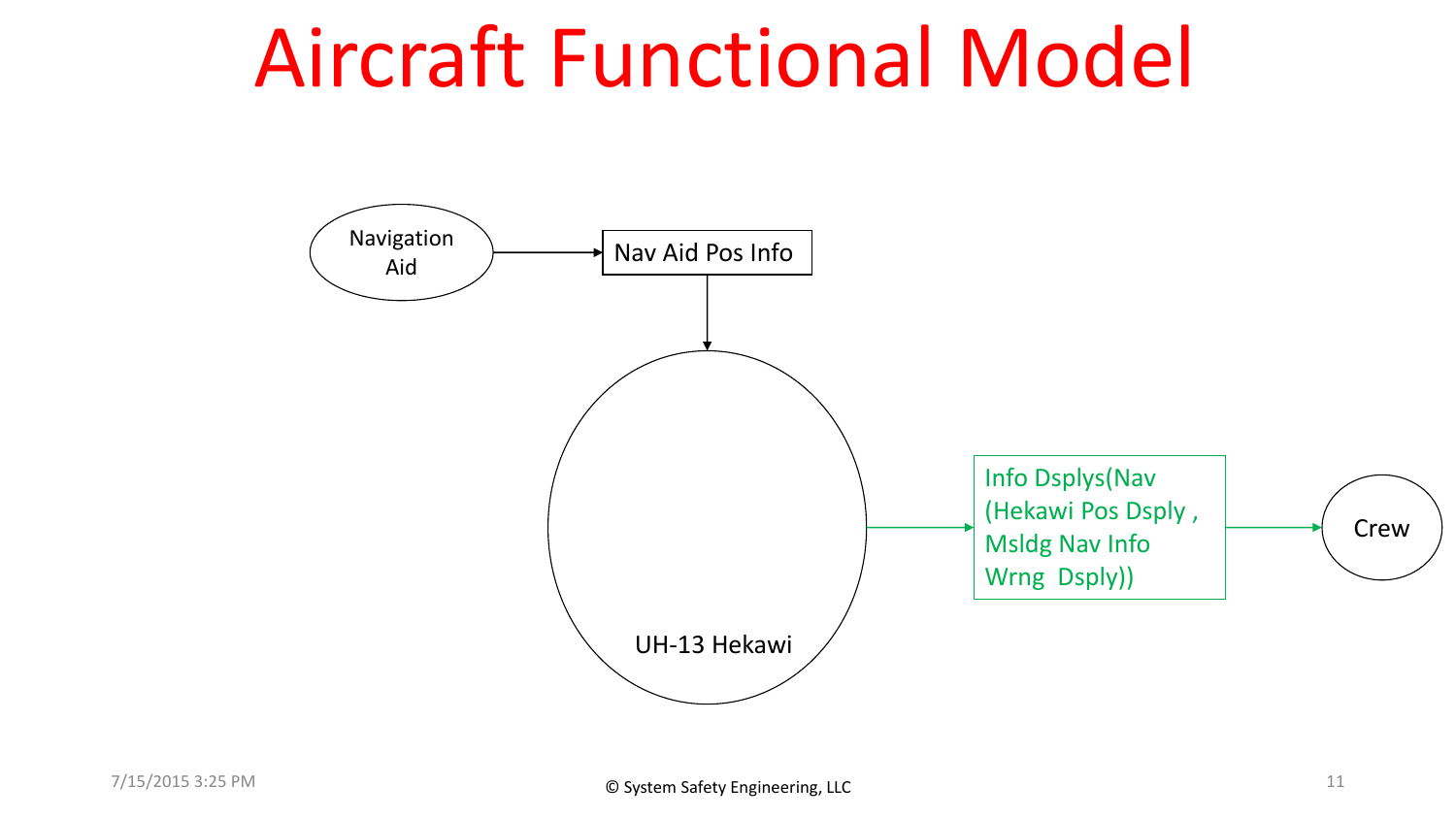# Aircraft Functional Model

Navigation Aid

Nav Aid Pos Info

UH-13 Hekawi

Info Dsplys(Nav (Hekawi Pos Dsply , Msldg Nav Info Wrng Dsply))

Crew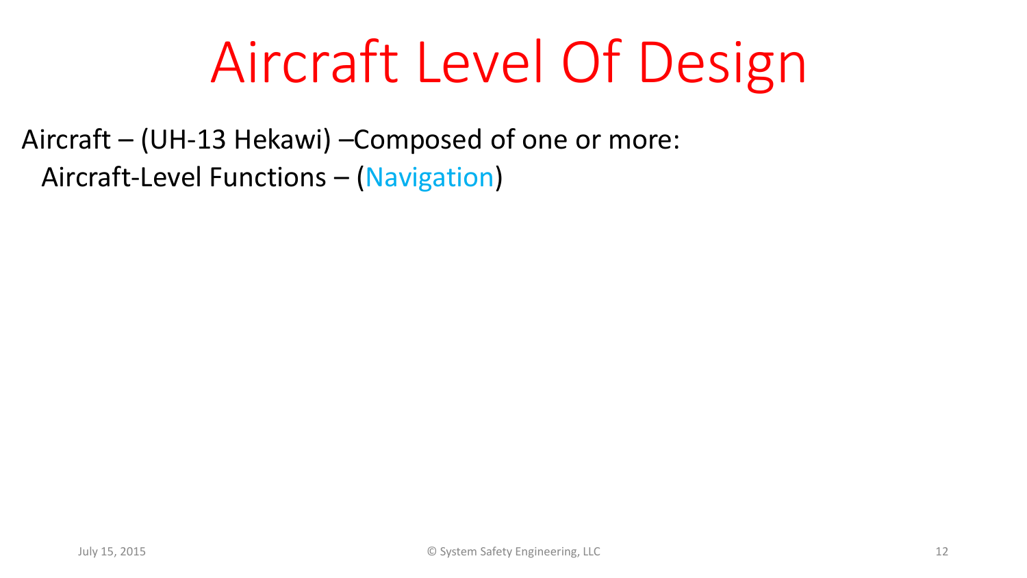# Aircraft Level Of Design

Aircraft – (UH-13 Hekawi) –Composed of one or more:

- Aircraft-Level Functions – (Navigation)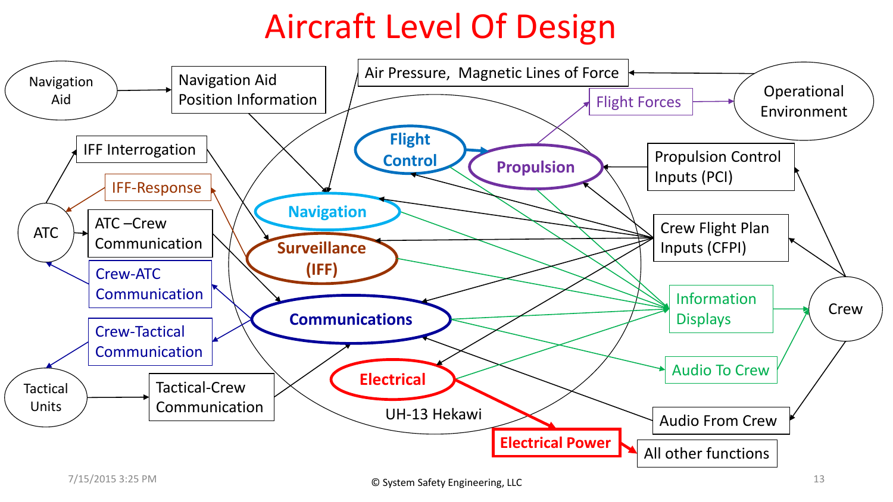# Aircraft Level Of Design

Navigation Aid

Navigation Aid Position Information

Air Pressure, Magnetic Lines of Force

Operational Environment

Flight Forces

Flight Control

Propulsion

Propulsion Control Inputs (PCI)

IFF Interrogation

IFF-Response

ATC

ATC –Crew Communication

Navigation

Surveillance (IFF)

Crew Flight Plan Inputs (CFPI)

Crew-ATC Communication

Communications

Information Displays

Crew

Crew-Tactical Communication

Audio To Crew

Tactical Units

Tactical-Crew Communication

Electrical

UH-13 Hekawi

Audio From Crew

Electrical Power

All other functions

© System Safety Engineering, LLC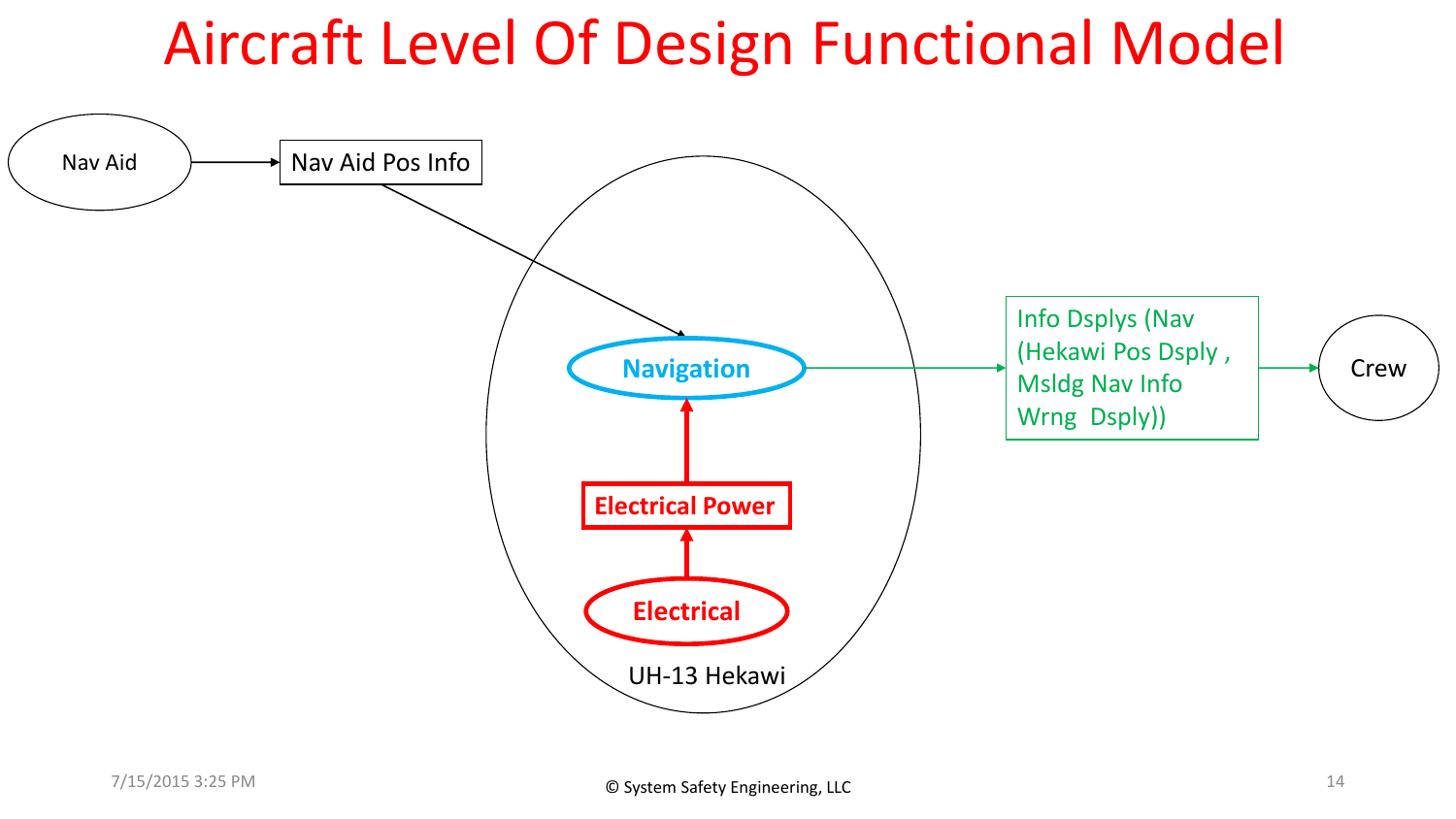# Aircraft Level Of Design Functional Model

Nav Aid

Nav Aid Pos Info

Navigation

Electrical Power

Electrical

UH-13 Hekawi

Info Dsplys (Nav (Hekawi Pos Dsply , Msldg Nav Info Wrng Dsply))

Crew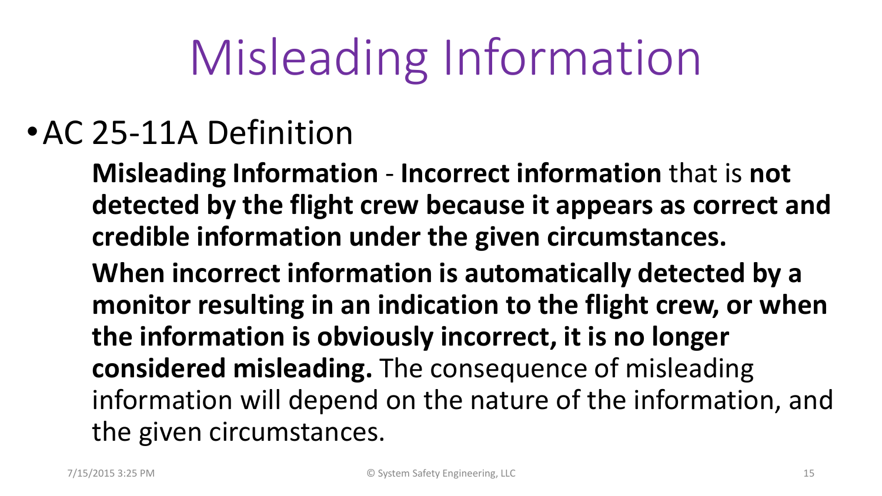# Misleading Information

- AC 25-11A Definition

  **Misleading Information** - **Incorrect information** that is **not detected by the flight crew because it appears as correct and credible information under the given circumstances.**

  **When incorrect information is automatically detected by a monitor resulting in an indication to the flight crew, or when the information is obviously incorrect, it is no longer considered misleading.** The consequence of misleading information will depend on the nature of the information, and the given circumstances.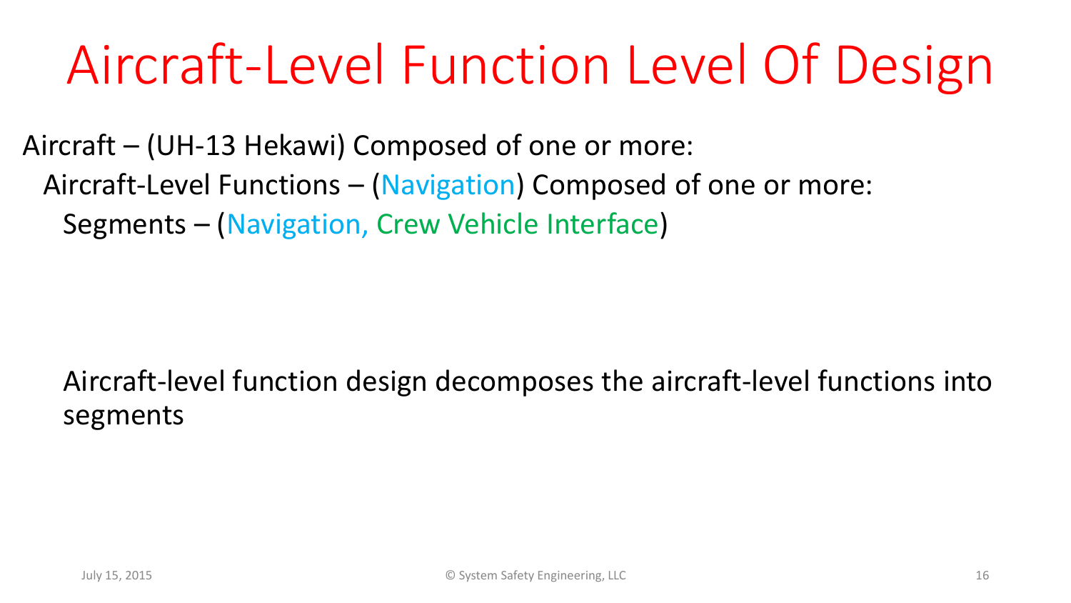# Aircraft-Level Function Level Of Design

Aircraft – (UH-13 Hekawi) Composed of one or more:

- Aircraft-Level Functions – (Navigation) Composed of one or more:
  - Segments – (Navigation, Crew Vehicle Interface)

Aircraft-level function design decomposes the aircraft-level functions into segments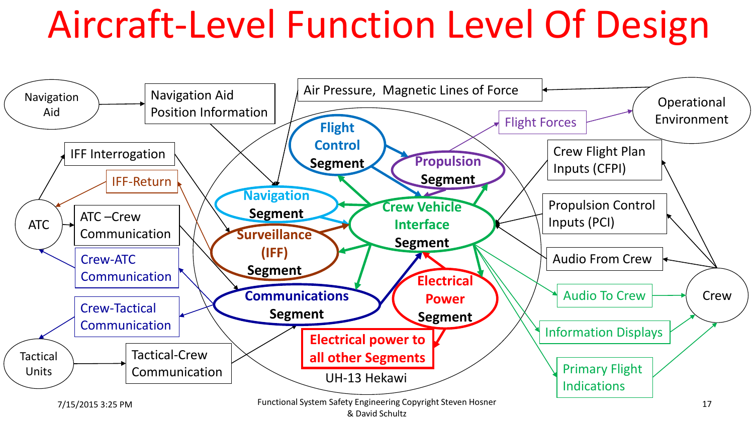# Aircraft-Level Function Level Of Design

Navigation Aid

Navigation Aid Position Information

Air Pressure, Magnetic Lines of Force

Operational Environment

Flight Forces

IFF Interrogation

IFF-Return

ATC

ATC –Crew Communication

Crew-ATC Communication

Crew-Tactical Communication

Tactical Units

Tactical-Crew Communication

Flight Control Segment

Propulsion Segment

Navigation Segment

Crew Vehicle Interface Segment

Surveillance (IFF) Segment

Communications Segment

Electrical Power Segment

Electrical power to all other Segments

UH-13 Hekawi

Crew Flight Plan Inputs (CFPI)

Propulsion Control Inputs (PCI)

Audio From Crew

Audio To Crew

Information Displays

Primary Flight Indications

Crew

Functional System Safety Engineering Copyright Steven Hosner & David Schultz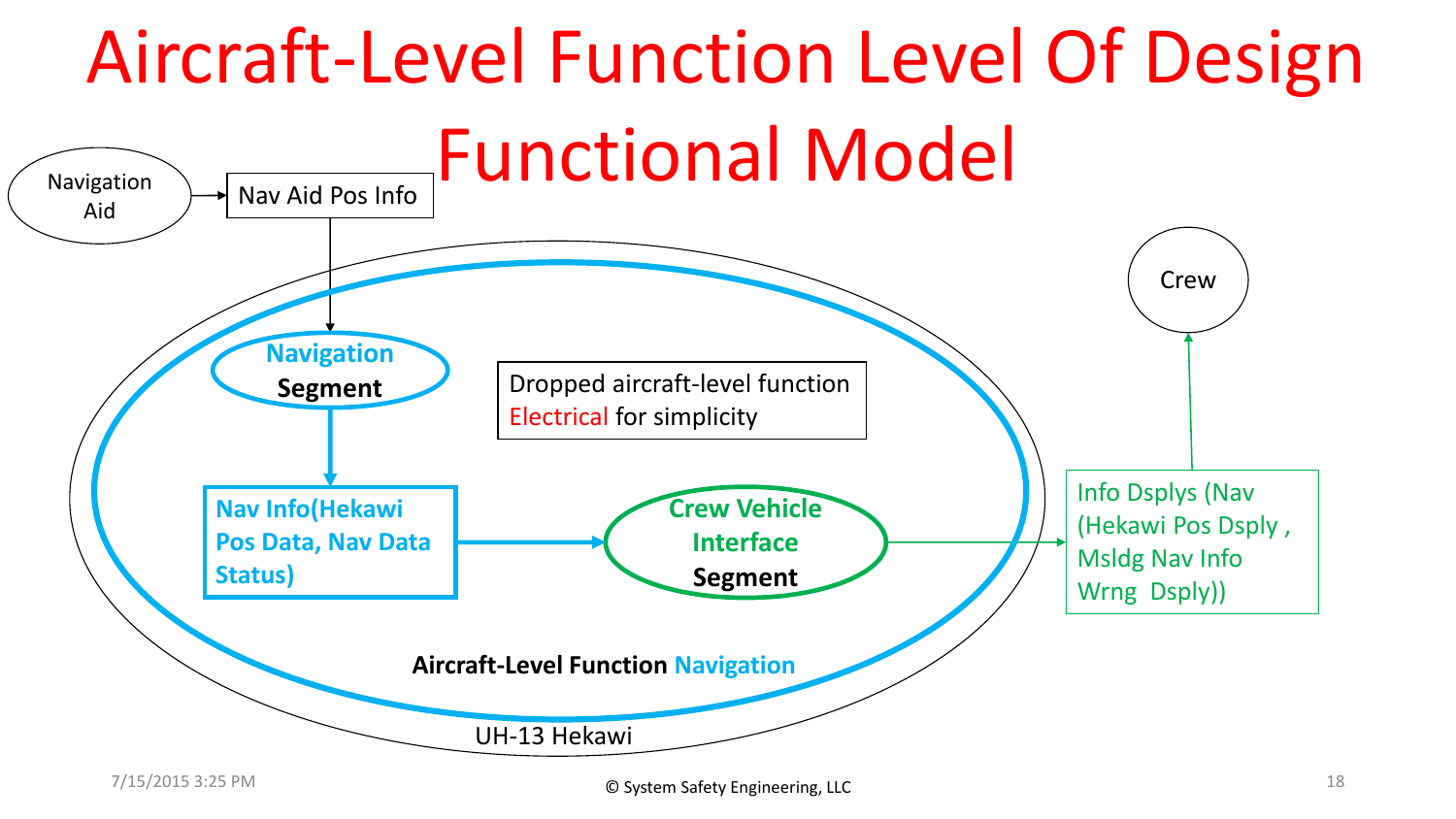# Aircraft-Level Function Level Of Design Functional Model

Navigation Aid

Nav Aid Pos Info

Navigation Segment

Dropped aircraft-level function Electrical for simplicity

Crew

Nav Info(Hekawi Pos Data, Nav Data Status)

Crew Vehicle Interface Segment

Info Dsplys (Nav (Hekawi Pos Dsply , Msldg Nav Info Wrng Dsply))

Aircraft-Level Function Navigation

UH-13 Hekawi

7/15/2015 3:25 PM

© System Safety Engineering, LLC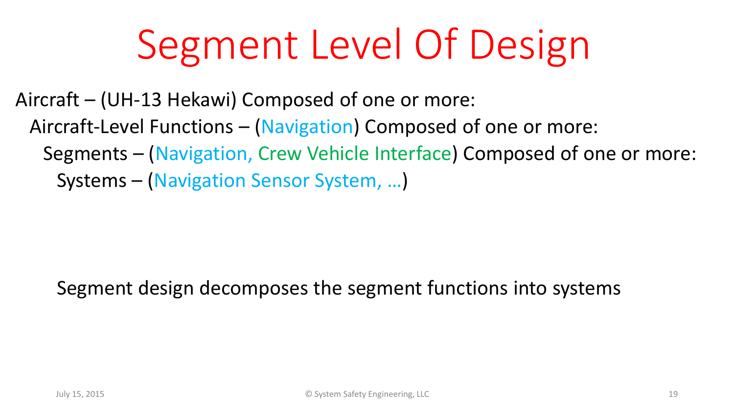# Segment Level Of Design

Aircraft – (UH-13 Hekawi) Composed of one or more:

- Aircraft-Level Functions – (Navigation) Composed of one or more:
  - Segments – (Navigation, Crew Vehicle Interface) Composed of one or more:
    - Systems – (Navigation Sensor System, …)

Segment design decomposes the segment functions into systems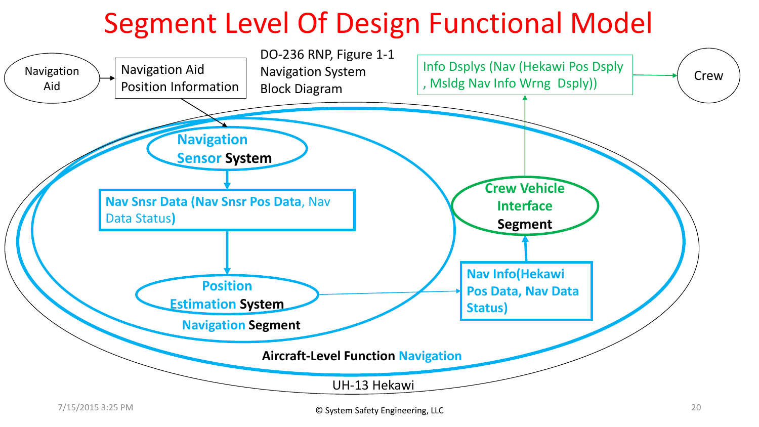# Segment Level Of Design Functional Model

Navigation Aid

Navigation Aid Position Information

DO-236 RNP, Figure 1-1
Navigation System
Block Diagram

Info Dsplys (Nav (Hekawi Pos Dsply , Msldg Nav Info Wrng Dsply))

Crew

Navigation Sensor System

Nav Snsr Data (Nav Snsr Pos Data, Nav Data Status)

Position Estimation System

Navigation Segment

Crew Vehicle Interface Segment

Nav Info(Hekawi Pos Data, Nav Data Status)

Aircraft-Level Function Navigation

UH-13 Hekawi

7/15/2015 3:25 PM

© System Safety Engineering, LLC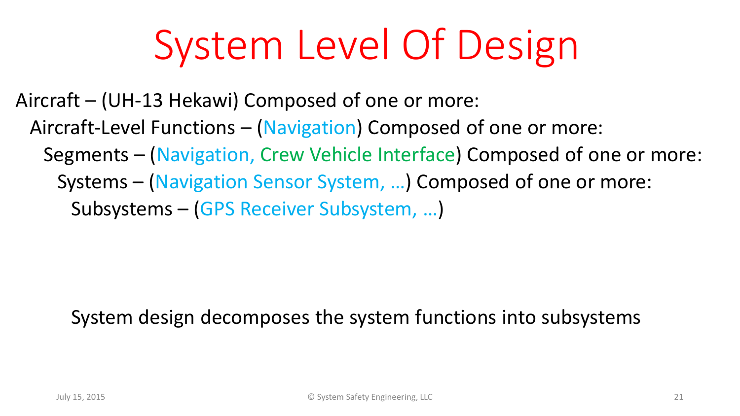# System Level Of Design

- Aircraft – (UH-13 Hekawi) Composed of one or more:
  - Aircraft-Level Functions – (Navigation) Composed of one or more:
    - Segments – (Navigation, Crew Vehicle Interface) Composed of one or more:
      - Systems – (Navigation Sensor System, …) Composed of one or more:
        - Subsystems – (GPS Receiver Subsystem, …)

System design decomposes the system functions into subsystems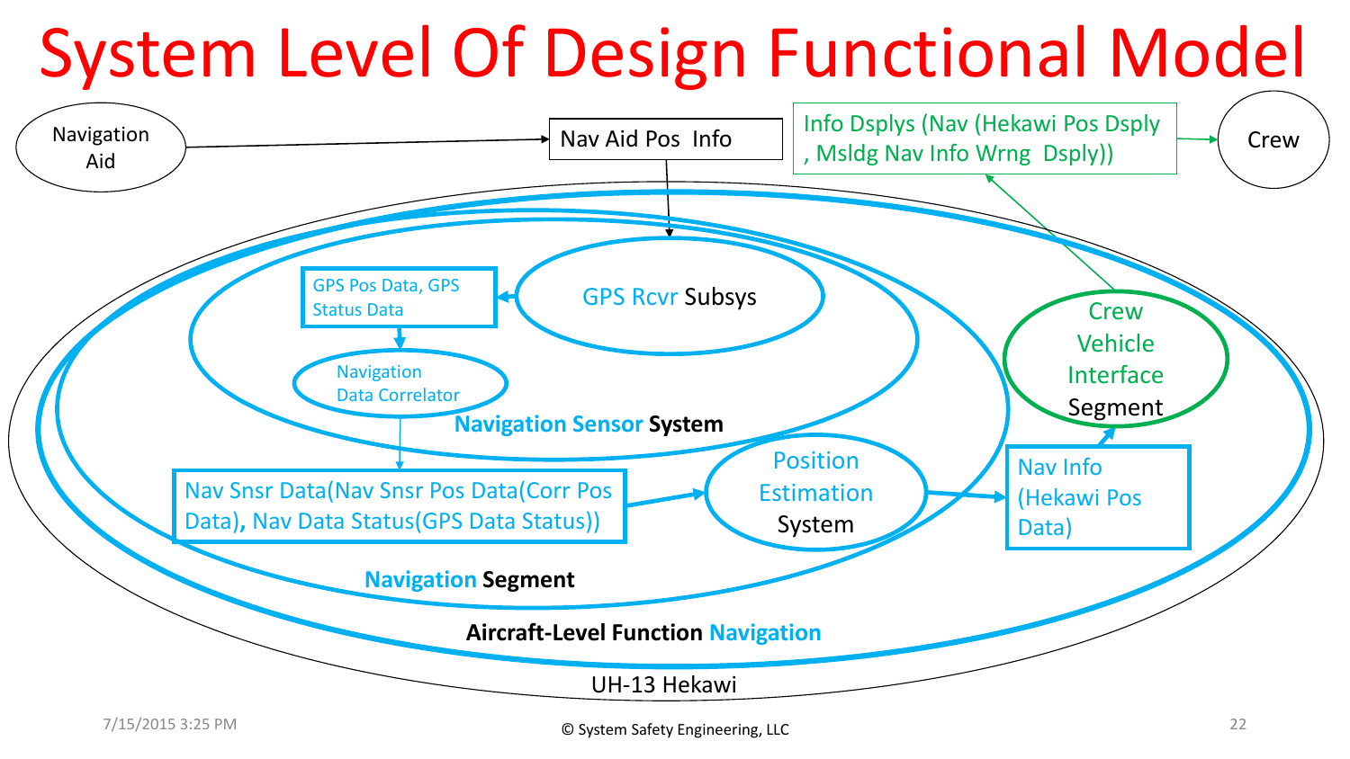# System Level Of Design Functional Model

Navigation Aid

Nav Aid Pos Info

Info Dsplys (Nav (Hekawi Pos Dsply , Msldg Nav Info Wrng Dsply))

Crew

GPS Pos Data, GPS Status Data

GPS Rcvr Subsys

Navigation Data Correlator

**Navigation Sensor System**

Crew Vehicle Interface Segment

Nav Snsr Data(Nav Snsr Pos Data(Corr Pos Data), Nav Data Status(GPS Data Status))

Position Estimation System

Nav Info (Hekawi Pos Data)

**Navigation Segment**

**Aircraft-Level Function Navigation**

UH-13 Hekawi

7/15/2015 3:25 PM

© System Safety Engineering, LLC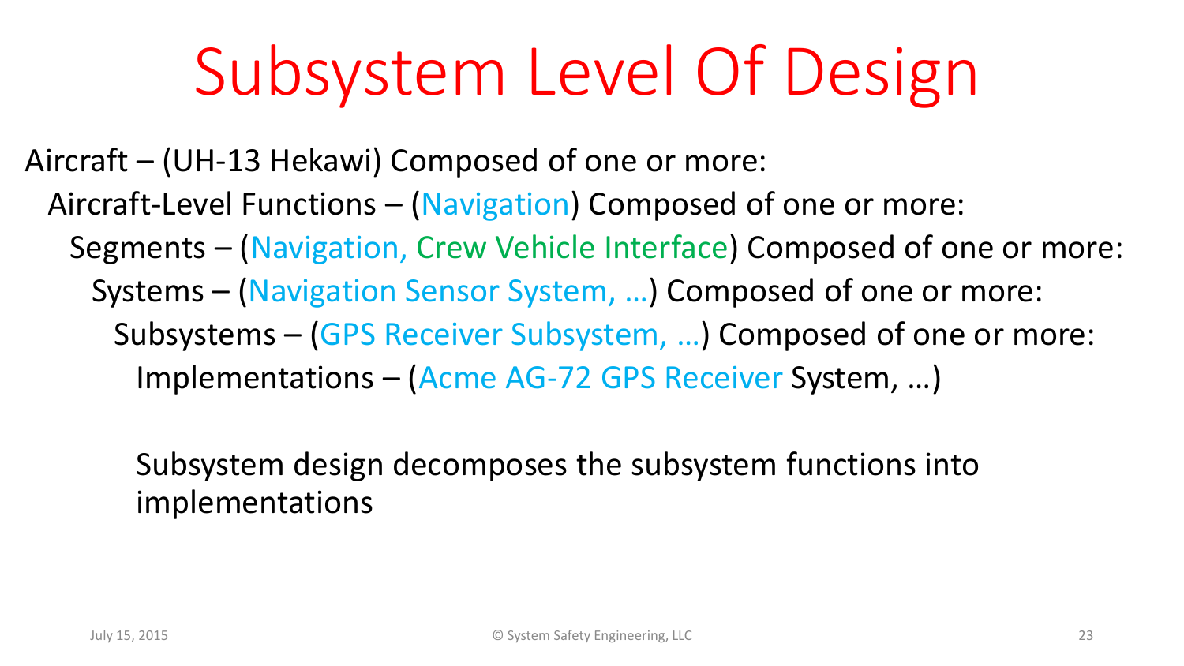# Subsystem Level Of Design

- Aircraft – (UH-13 Hekawi) Composed of one or more:
  - Aircraft-Level Functions – (Navigation) Composed of one or more:
    - Segments – (Navigation, Crew Vehicle Interface) Composed of one or more:
      - Systems – (Navigation Sensor System, …) Composed of one or more:
        - Subsystems – (GPS Receiver Subsystem, …) Composed of one or more:
          - Implementations – (Acme AG-72 GPS Receiver System, …)

Subsystem design decomposes the subsystem functions into implementations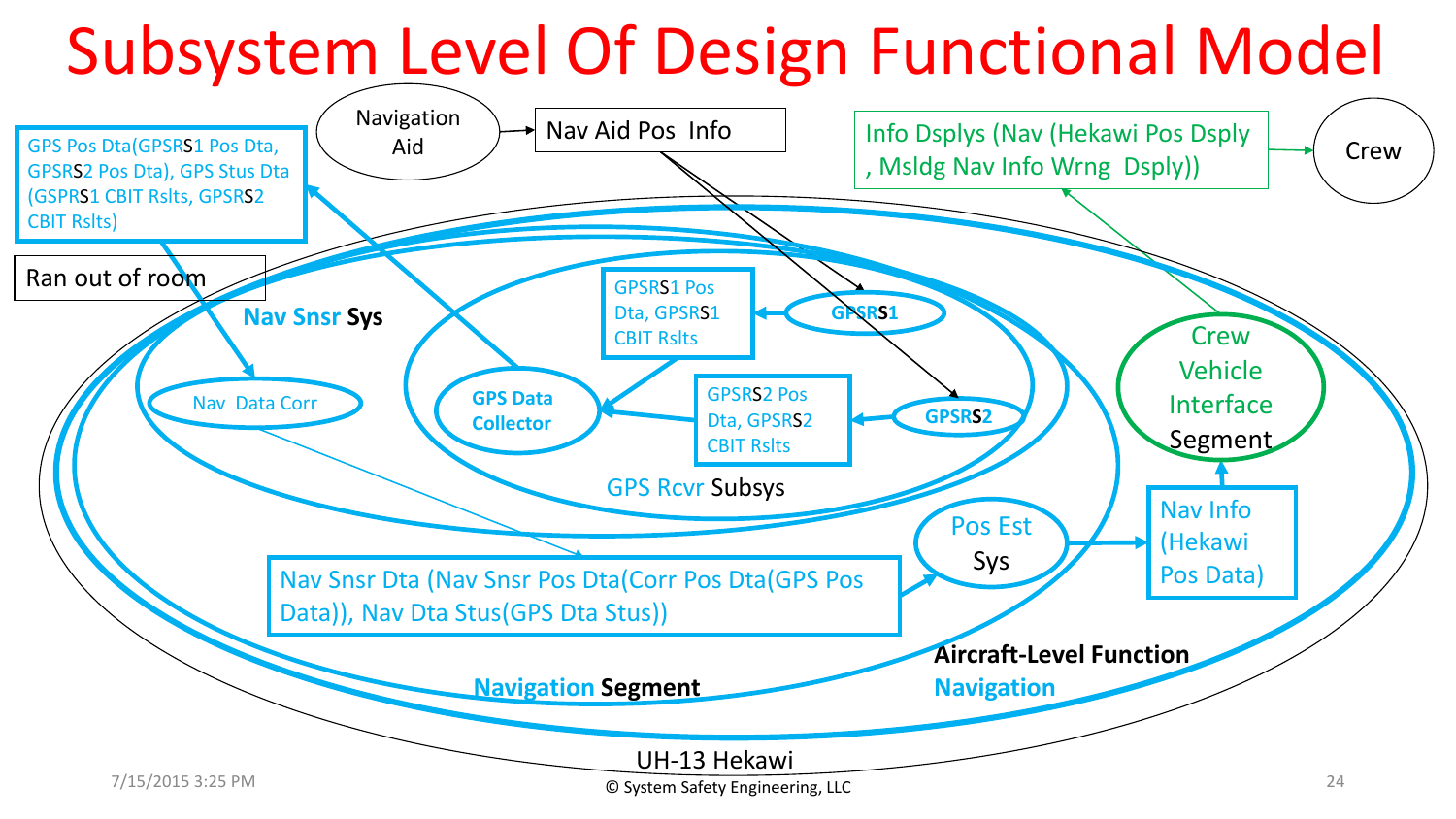# Subsystem Level Of Design Functional Model

Navigation Aid

Nav Aid Pos Info

Info Dsplys (Nav (Hekawi Pos Dsply , Msldg Nav Info Wrng Dsply))

Crew

GPS Pos Dta(GPSRS1 Pos Dta, GPSRS2 Pos Dta), GPS Stus Dta (GSPRS1 CBIT Rslts, GPSRS2 CBIT Rslts)

Ran out of room

Nav Snsr Sys

GPSRS1 Pos Dta, GPSRS1 CBIT Rslts

GPSRS1

Crew Vehicle Interface Segment

Nav Data Corr

GPS Data Collector

GPSRS2 Pos Dta, GPSRS2 CBIT Rslts

GPSRS2

GPS Rcvr Subsys

Pos Est Sys

Nav Info (Hekawi Pos Data)

Nav Snsr Dta (Nav Snsr Pos Dta(Corr Pos Dta(GPS Pos Data)), Nav Dta Stus(GPS Dta Stus))

Aircraft-Level Function

Navigation

Navigation Segment

UH-13 Hekawi

7/15/2015 3:25 PM

© System Safety Engineering, LLC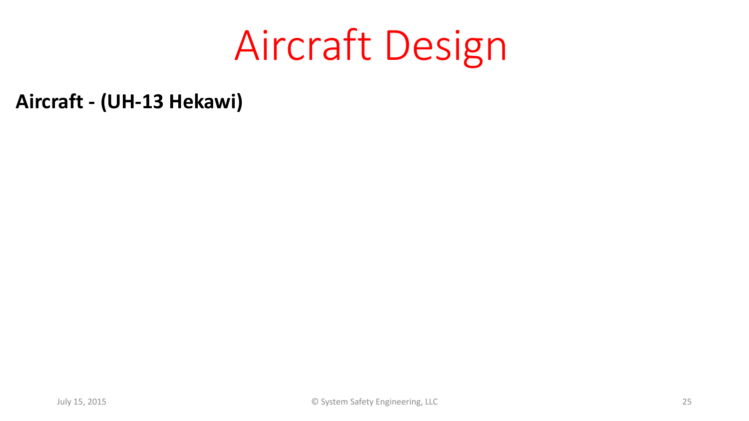# Aircraft Design

**Aircraft - (UH-13 Hekawi)**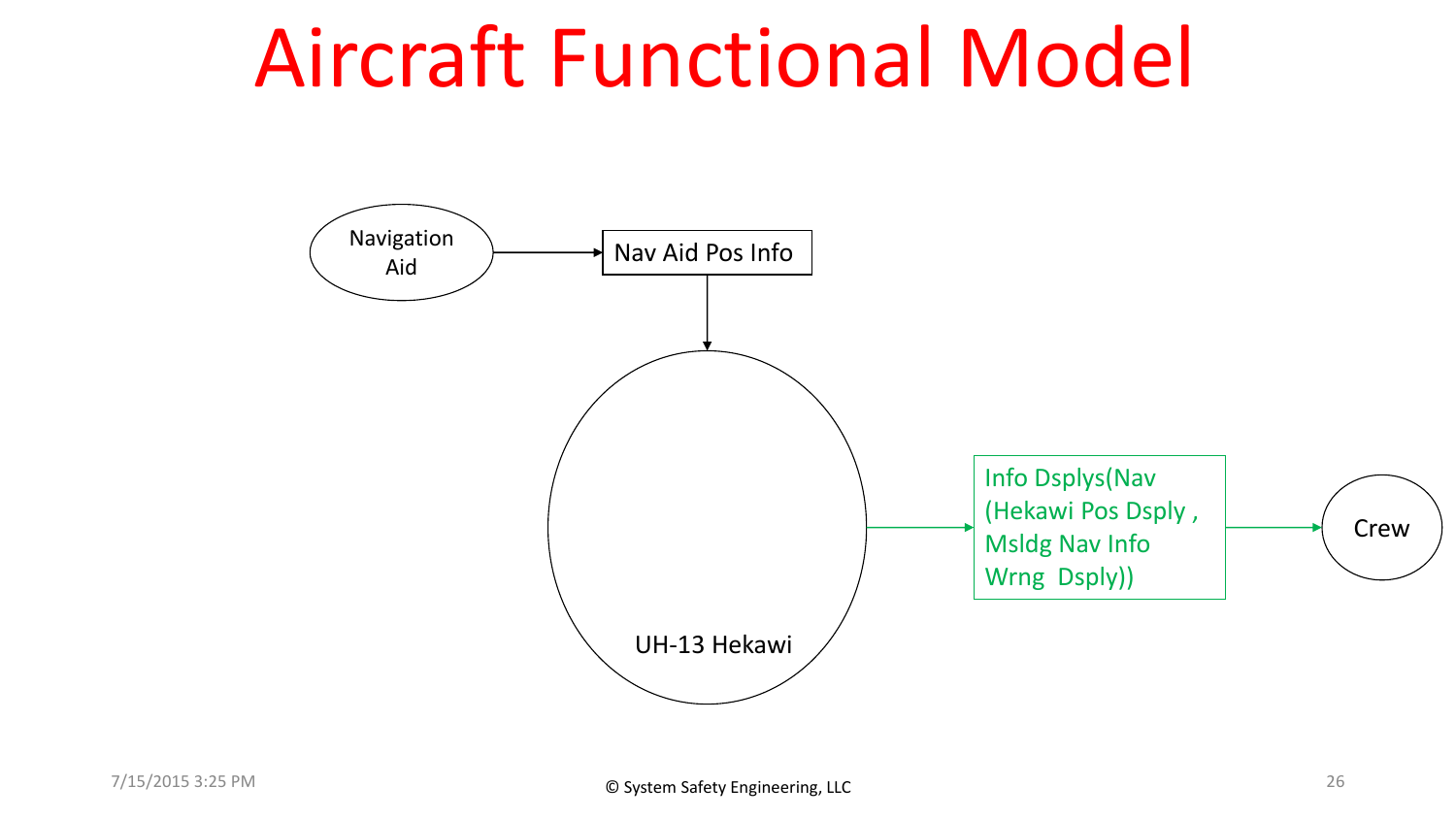# Aircraft Functional Model

Navigation Aid

Nav Aid Pos Info

UH-13 Hekawi

Info Dsplys(Nav (Hekawi Pos Dsply , Msldg Nav Info Wrng Dsply))

Crew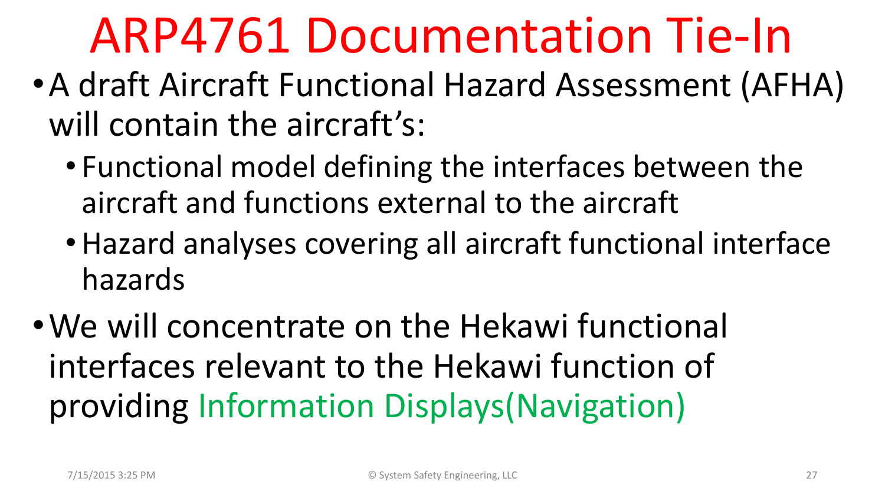# ARP4761 Documentation Tie-In

- A draft Aircraft Functional Hazard Assessment (AFHA) will contain the aircraft's:
  - Functional model defining the interfaces between the aircraft and functions external to the aircraft
  - Hazard analyses covering all aircraft functional interface hazards
- We will concentrate on the Hekawi functional interfaces relevant to the Hekawi function of providing Information Displays(Navigation)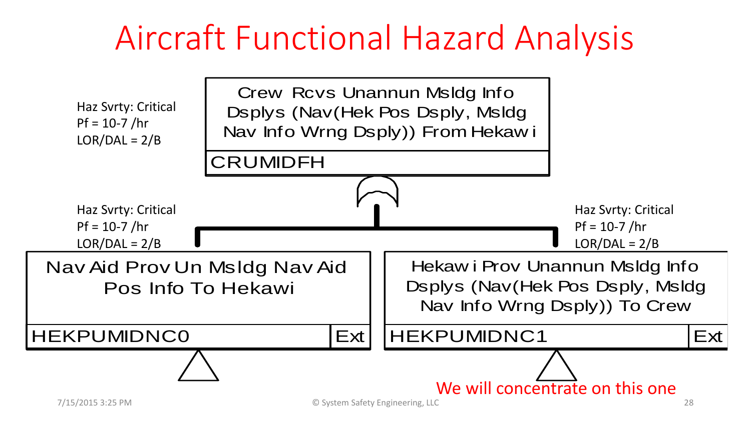# Aircraft Functional Hazard Analysis

Haz Svrty: Critical
Pf = 10-7 /hr
LOR/DAL = 2/B

**Crew Rcvs Unannun Msldg Info Dsplys (Nav(Hek Pos Dsply, Msldg Nav Info Wrng Dsply)) From Hekawi**

CRUMIDFH

Haz Svrty: Critical
Pf = 10-7 /hr
LOR/DAL = 2/B

**Nav Aid Prov Un Msldg Nav Aid Pos Info To Hekawi**

HEKPUMIDNC0 | Ext

Haz Svrty: Critical
Pf = 10-7 /hr
LOR/DAL = 2/B

**Hekawi Prov Unannun Msldg Info Dsplys (Nav(Hek Pos Dsply, Msldg Nav Info Wrng Dsply)) To Crew**

HEKPUMIDNC1 | Ext

We will concentrate on this one

7/15/2015 3:25 PM

© System Safety Engineering, LLC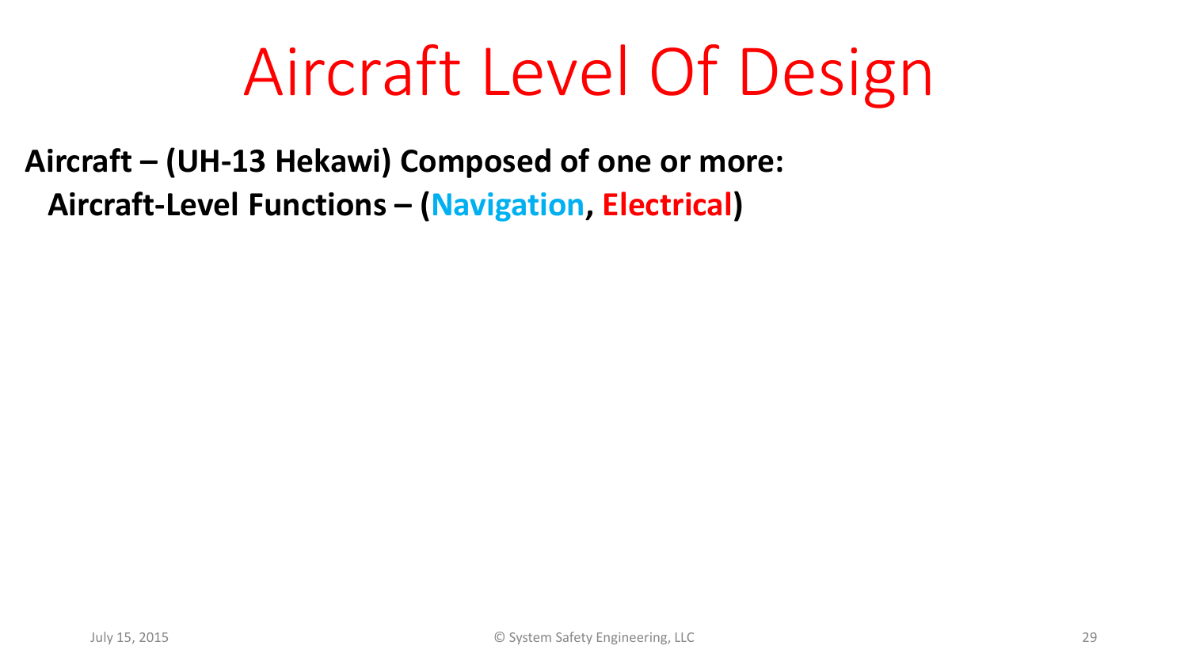# Aircraft Level Of Design

**Aircraft – (UH-13 Hekawi) Composed of one or more:**

- **Aircraft-Level Functions – (Navigation, Electrical)**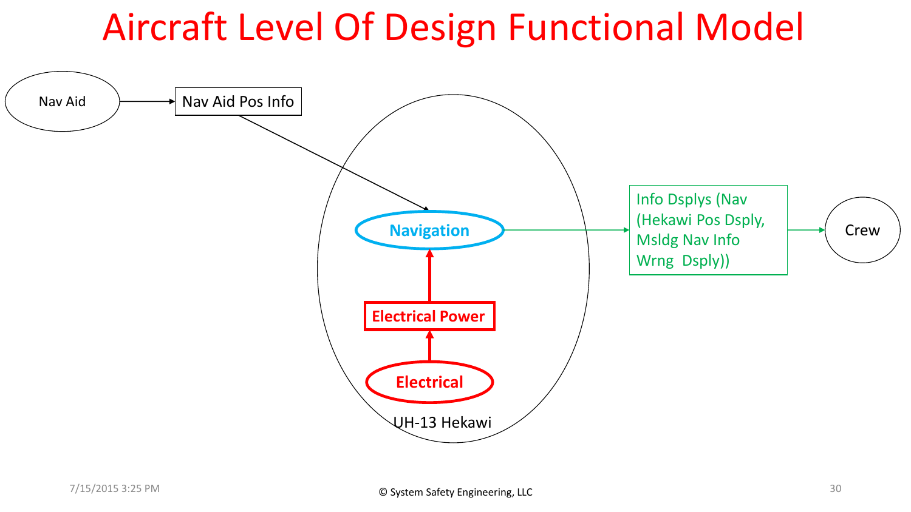# Aircraft Level Of Design Functional Model

Nav Aid → Nav Aid Pos Info → Navigation

UH-13 Hekawi:

- Navigation
- Electrical Power
- Electrical

Electrical → Electrical Power → Navigation

Navigation → Info Dsplys (Nav (Hekawi Pos Dsply, Msldg Nav Info Wrng Dsply)) → Crew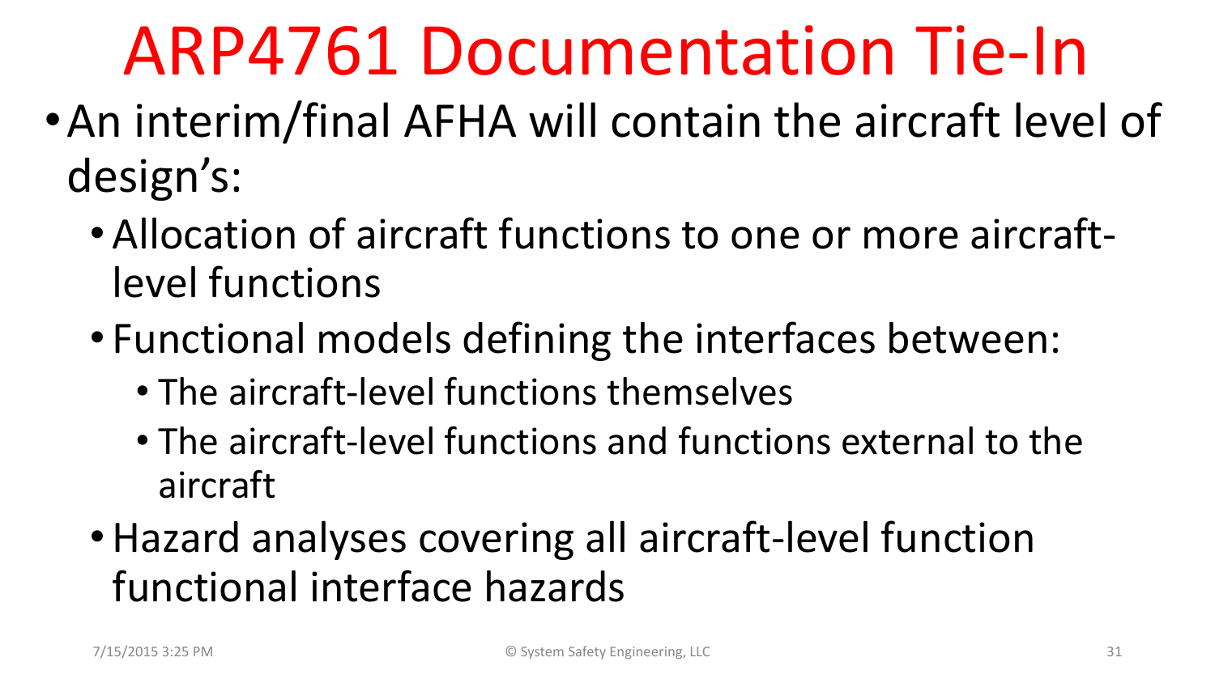# ARP4761 Documentation Tie-In

- An interim/final AFHA will contain the aircraft level of design's:
  - Allocation of aircraft functions to one or more aircraft-level functions
  - Functional models defining the interfaces between:
    - The aircraft-level functions themselves
    - The aircraft-level functions and functions external to the aircraft
  - Hazard analyses covering all aircraft-level function functional interface hazards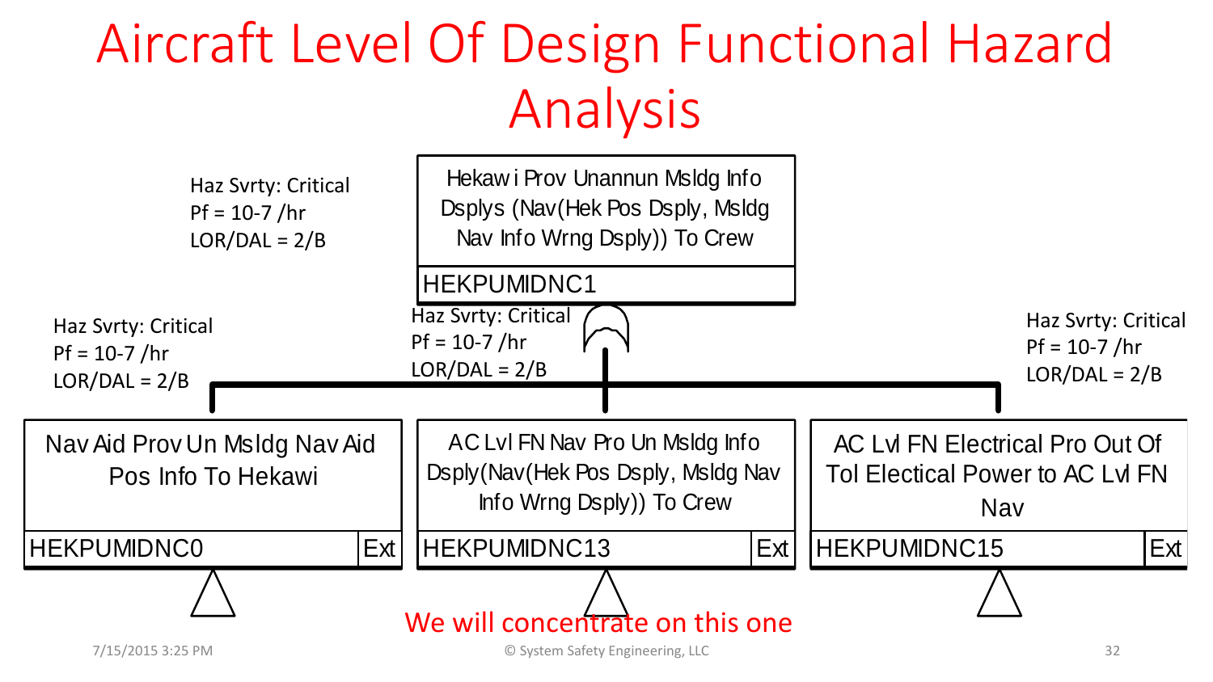# Aircraft Level Of Design Functional Hazard Analysis

Haz Svrty: Critical
Pf = 10-7 /hr
LOR/DAL = 2/B

**Hekawi Prov Unannun Msldg Info Dsplys (Nav(Hek Pos Dsply, Msldg Nav Info Wrng Dsply)) To Crew**
HEKPUMIDNC1

Haz Svrty: Critical
Pf = 10-7 /hr
LOR/DAL = 2/B

**Nav Aid Prov Un Msldg Nav Aid Pos Info To Hekawi**
HEKPUMIDNC0 | Ext

Haz Svrty: Critical
Pf = 10-7 /hr
LOR/DAL = 2/B

**AC Lvl FN Nav Pro Un Msldg Info Dsply(Nav(Hek Pos Dsply, Msldg Nav Info Wrng Dsply)) To Crew**
HEKPUMIDNC13 | Ext

Haz Svrty: Critical
Pf = 10-7 /hr
LOR/DAL = 2/B

**AC Lvl FN Electrical Pro Out Of Tol Electical Power to AC Lvl FN Nav**
HEKPUMIDNC15 | Ext

We will concentrate on this one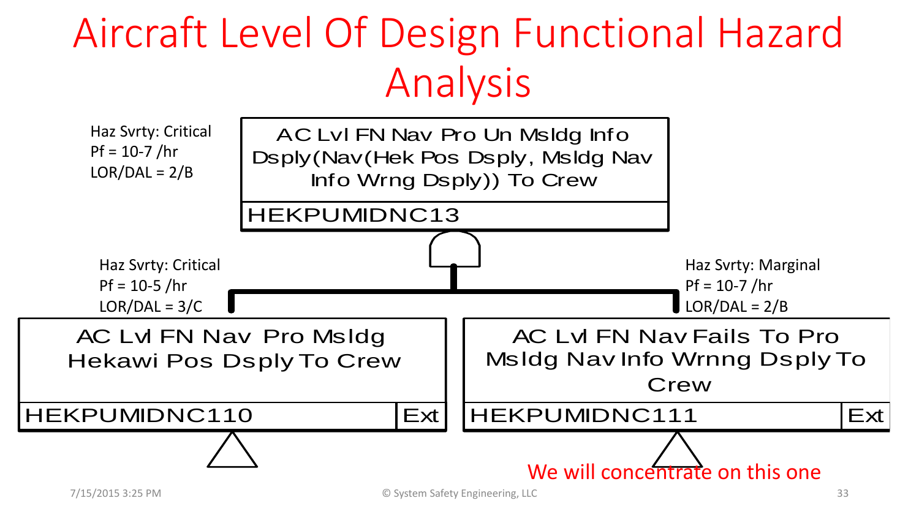# Aircraft Level Of Design Functional Hazard Analysis

Haz Svrty: Critical
Pf = 10-7 /hr
LOR/DAL = 2/B

AC Lvl FN Nav Pro Un Msldg Info Dsply(Nav(Hek Pos Dsply, Msldg Nav Info Wrng Dsply)) To Crew

HEKPUMIDNC13

Haz Svrty: Critical
Pf = 10-5 /hr
LOR/DAL = 3/C

AC Lvl FN Nav Pro Msldg Hekawi Pos Dsply To Crew

HEKPUMIDNC110 | Ext

Haz Svrty: Marginal
Pf = 10-7 /hr
LOR/DAL = 2/B

AC Lvl FN Nav Fails To Pro Msldg Nav Info Wrnng Dsply To Crew

HEKPUMIDNC111 | Ext

We will concentrate on this one

7/15/2015 3:25 PM

© System Safety Engineering, LLC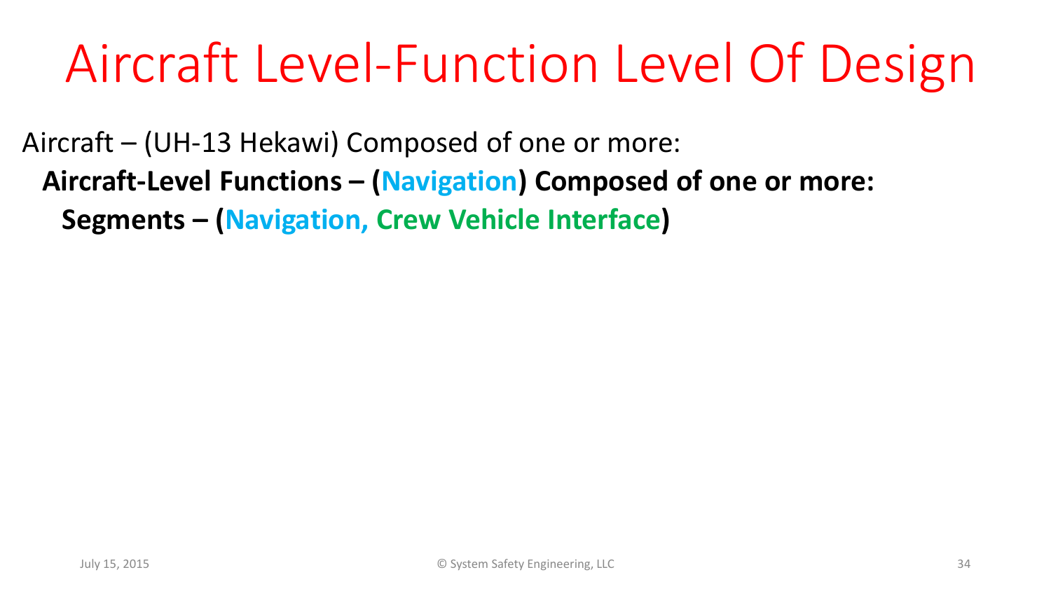# Aircraft Level-Function Level Of Design

Aircraft – (UH-13 Hekawi) Composed of one or more:

- **Aircraft-Level Functions – (Navigation) Composed of one or more:**
  - **Segments – (Navigation, Crew Vehicle Interface)**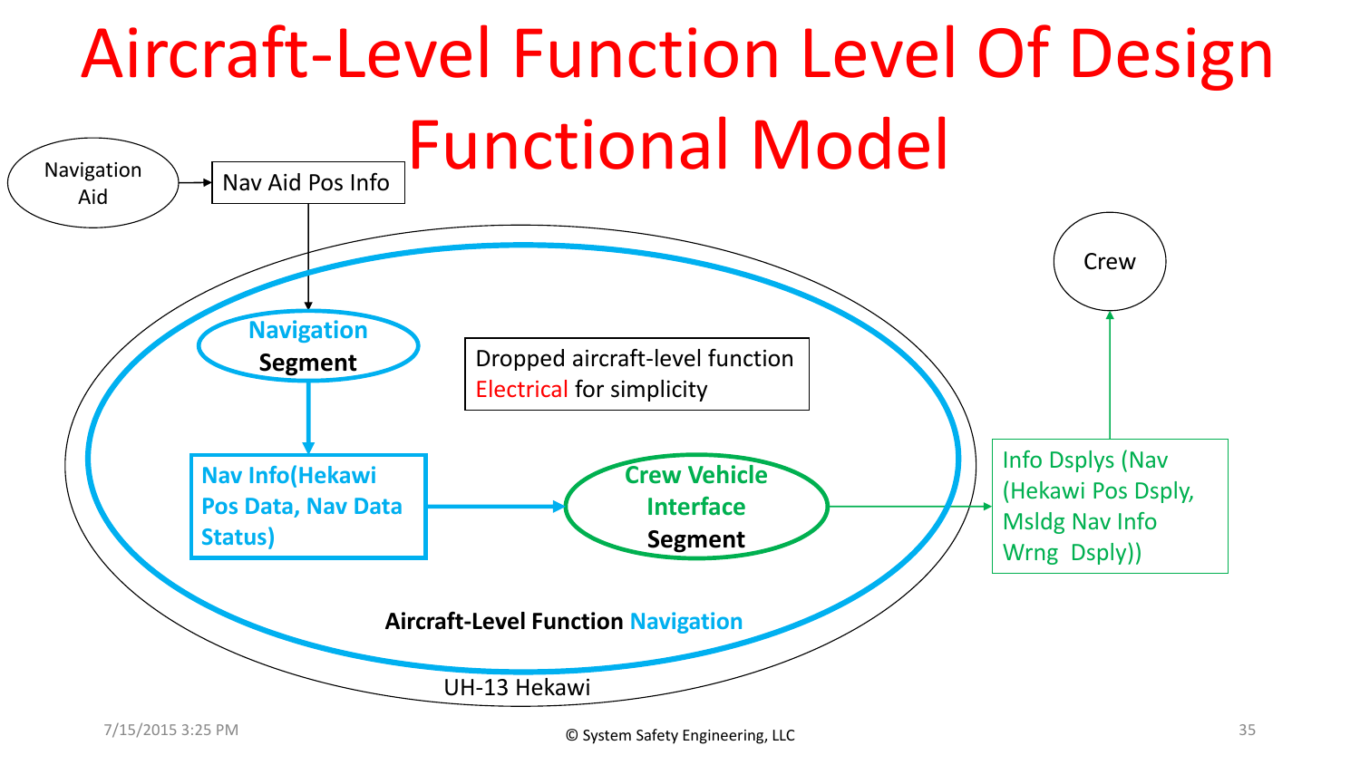# Aircraft-Level Function Level Of Design Functional Model

Navigation Aid

Nav Aid Pos Info

Navigation Segment

Dropped aircraft-level function Electrical for simplicity

Crew

Nav Info(Hekawi Pos Data, Nav Data Status)

Crew Vehicle Interface Segment

Info Dsplys (Nav (Hekawi Pos Dsply, Msldg Nav Info Wrng Dsply))

**Aircraft-Level Function Navigation**

UH-13 Hekawi

© System Safety Engineering, LLC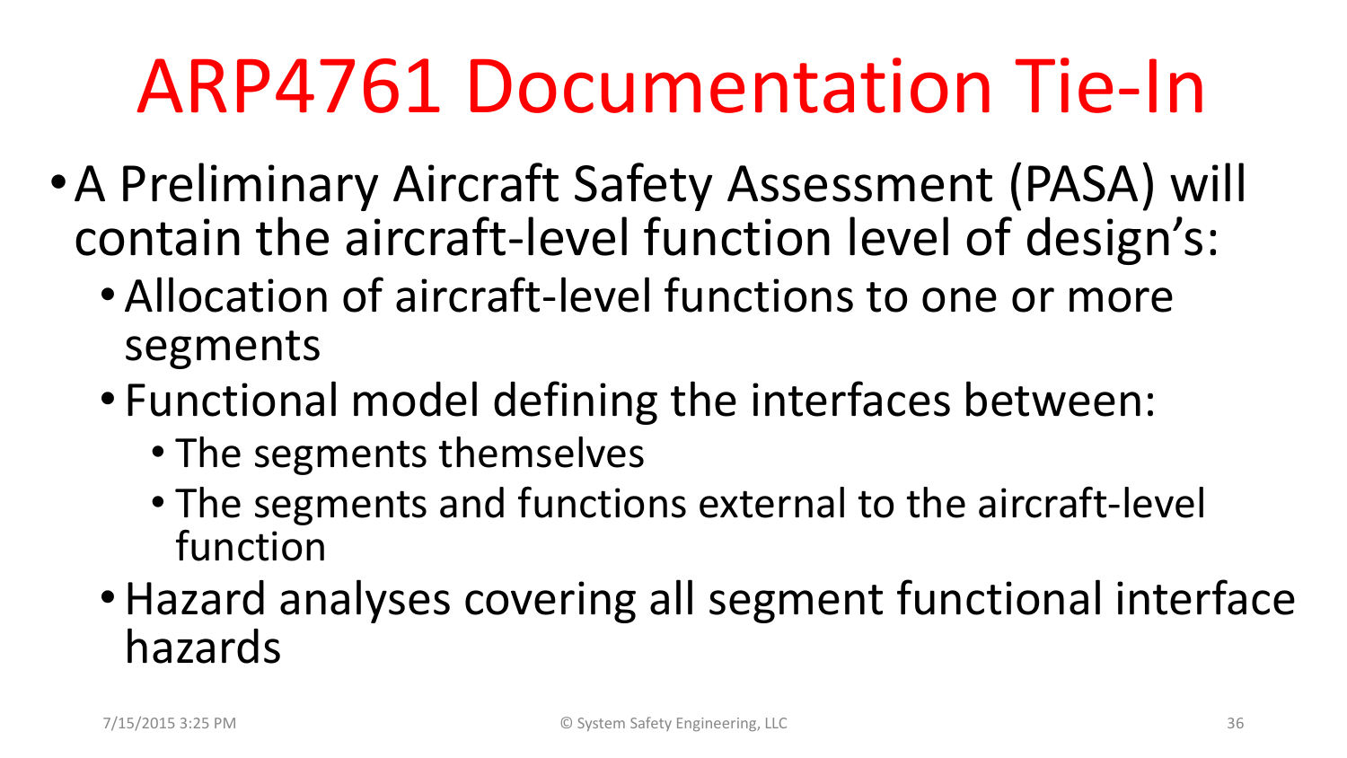# ARP4761 Documentation Tie-In

- A Preliminary Aircraft Safety Assessment (PASA) will contain the aircraft-level function level of design's:
  - Allocation of aircraft-level functions to one or more segments
  - Functional model defining the interfaces between:
    - The segments themselves
    - The segments and functions external to the aircraft-level function
  - Hazard analyses covering all segment functional interface hazards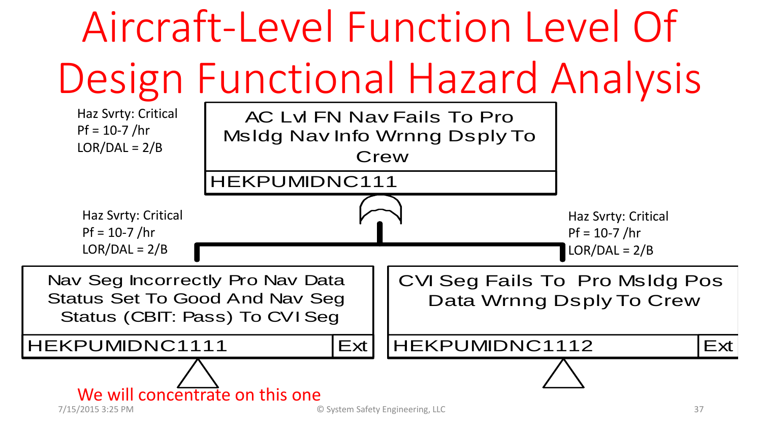# Aircraft-Level Function Level Of Design Functional Hazard Analysis

Haz Svrty: Critical
Pf = 10-7 /hr
LOR/DAL = 2/B

**AC Lvl FN Nav Fails To Pro Msldg Nav Info Wrnng Dsply To Crew**
HEKPUMIDNC111

Haz Svrty: Critical
Pf = 10-7 /hr
LOR/DAL = 2/B

**Nav Seg Incorrectly Pro Nav Data Status Set To Good And Nav Seg Status (CBIT: Pass) To CVI Seg**
HEKPUMIDNC1111 | Ext

Haz Svrty: Critical
Pf = 10-7 /hr
LOR/DAL = 2/B

**CVI Seg Fails To Pro Msldg Pos Data Wrnng Dsply To Crew**
HEKPUMIDNC1112 | Ext

We will concentrate on this one

7/15/2015 3:25 PM

© System Safety Engineering, LLC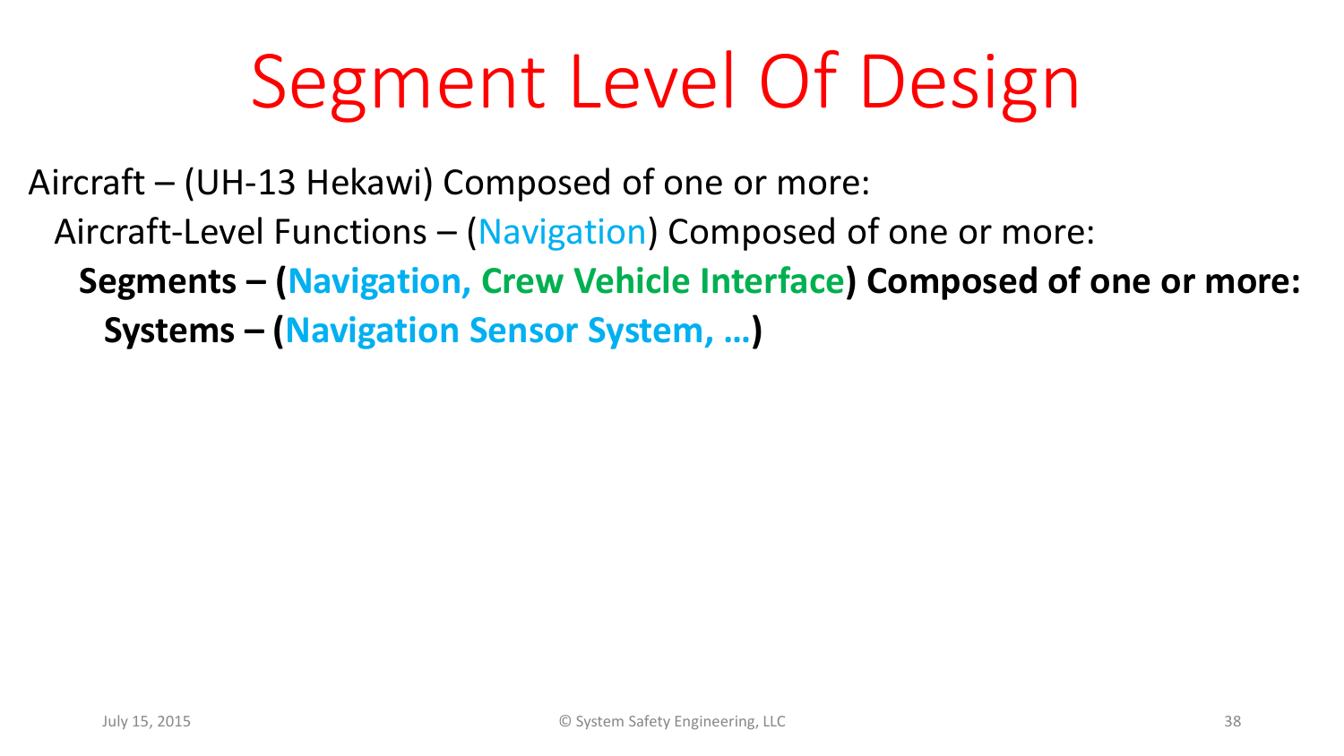# Segment Level Of Design

- Aircraft – (UH-13 Hekawi) Composed of one or more:
  - Aircraft-Level Functions – (Navigation) Composed of one or more:
    - **Segments – (Navigation, Crew Vehicle Interface) Composed of one or more:**
      - **Systems – (Navigation Sensor System, …)**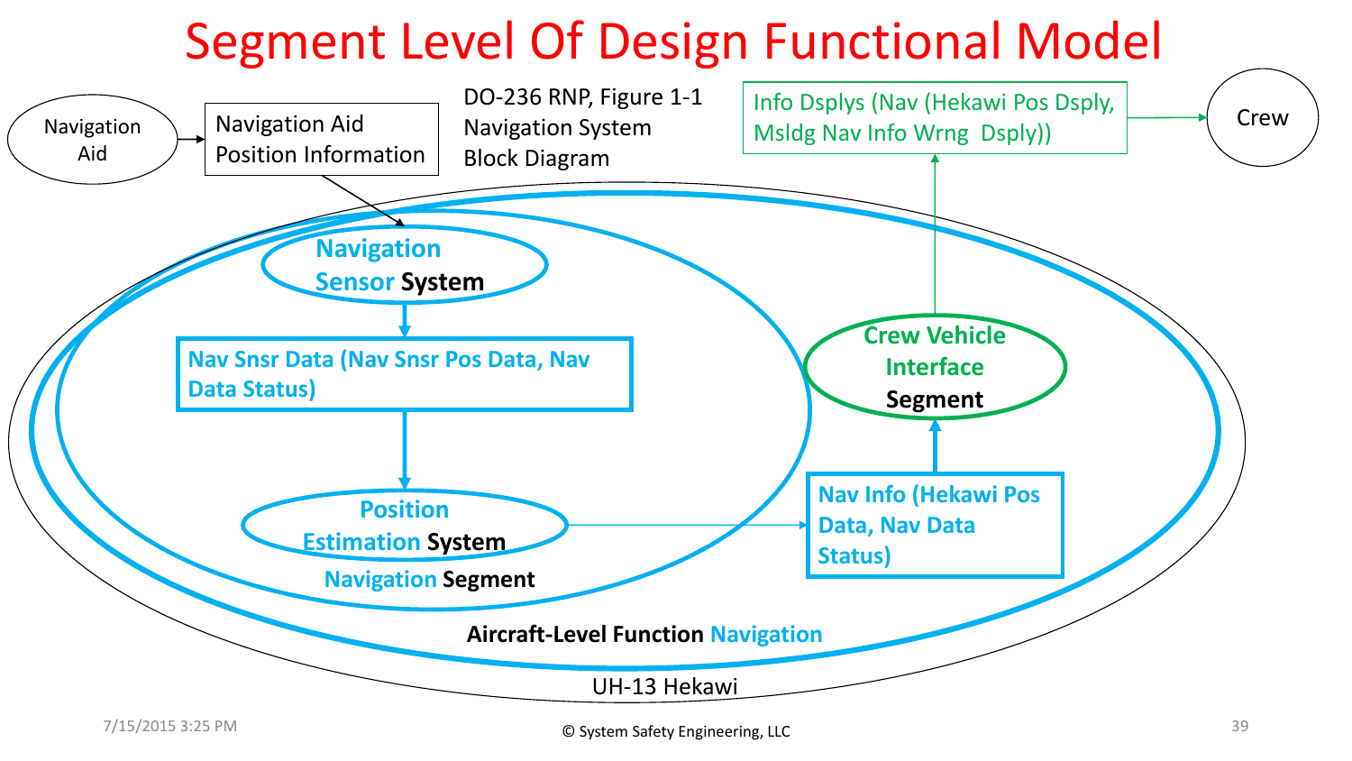# Segment Level Of Design Functional Model

Navigation Aid

Navigation Aid Position Information

DO-236 RNP, Figure 1-1 Navigation System Block Diagram

Info Dsplys (Nav (Hekawi Pos Dsply, Msldg Nav Info Wrng Dsply))

Crew

Navigation Sensor System

Nav Snsr Data (Nav Snsr Pos Data, Nav Data Status)

Position Estimation System

Navigation Segment

Crew Vehicle Interface Segment

Nav Info (Hekawi Pos Data, Nav Data Status)

Aircraft-Level Function Navigation

UH-13 Hekawi

7/15/2015 3:25 PM

© System Safety Engineering, LLC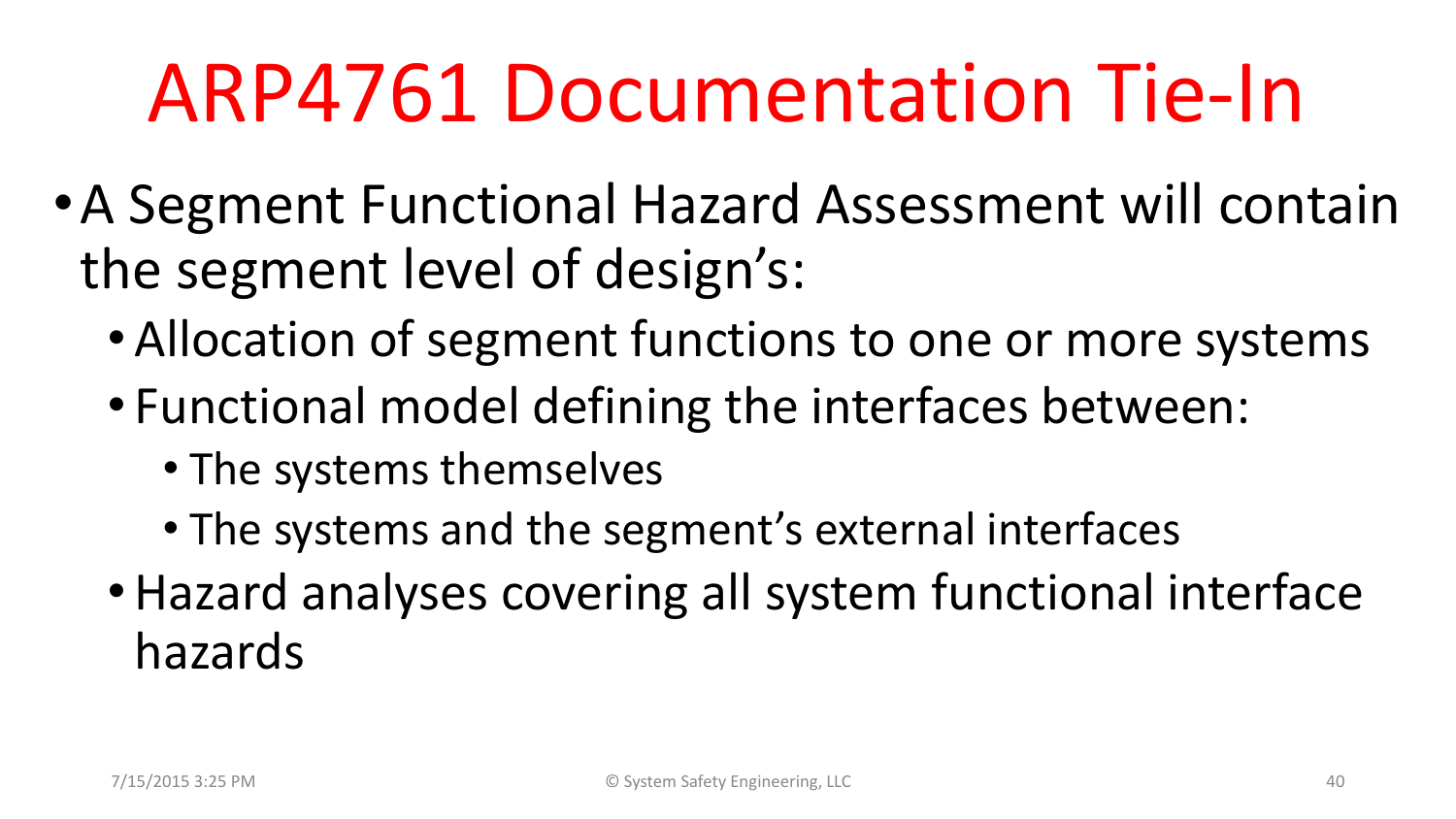# ARP4761 Documentation Tie-In

- A Segment Functional Hazard Assessment will contain the segment level of design's:
  - Allocation of segment functions to one or more systems
  - Functional model defining the interfaces between:
    - The systems themselves
    - The systems and the segment's external interfaces
  - Hazard analyses covering all system functional interface hazards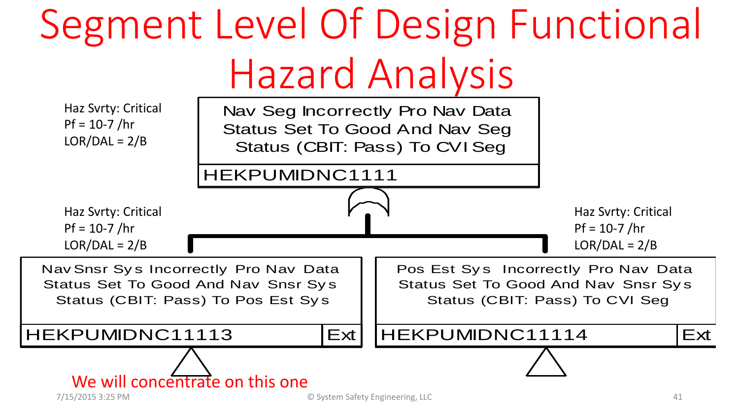# Segment Level Of Design Functional Hazard Analysis

Haz Svrty: Critical
Pf = 10-7 /hr
LOR/DAL = 2/B

**Nav Seg Incorrectly Pro Nav Data Status Set To Good And Nav Seg Status (CBIT: Pass) To CVI Seg**
HEKPUMIDNC1111

(AND)

Haz Svrty: Critical
Pf = 10-7 /hr
LOR/DAL = 2/B

**Nav Snsr Sys Incorrectly Pro Nav Data Status Set To Good And Nav Snsr Sys Status (CBIT: Pass) To Pos Est Sys**
HEKPUMIDNC11113 | Ext

Haz Svrty: Critical
Pf = 10-7 /hr
LOR/DAL = 2/B

**Pos Est Sys Incorrectly Pro Nav Data Status Set To Good And Nav Snsr Sys Status (CBIT: Pass) To CVI Seg**
HEKPUMIDNC11114 | Ext

We will concentrate on this one

7/15/2015 3:25 PM

© System Safety Engineering, LLC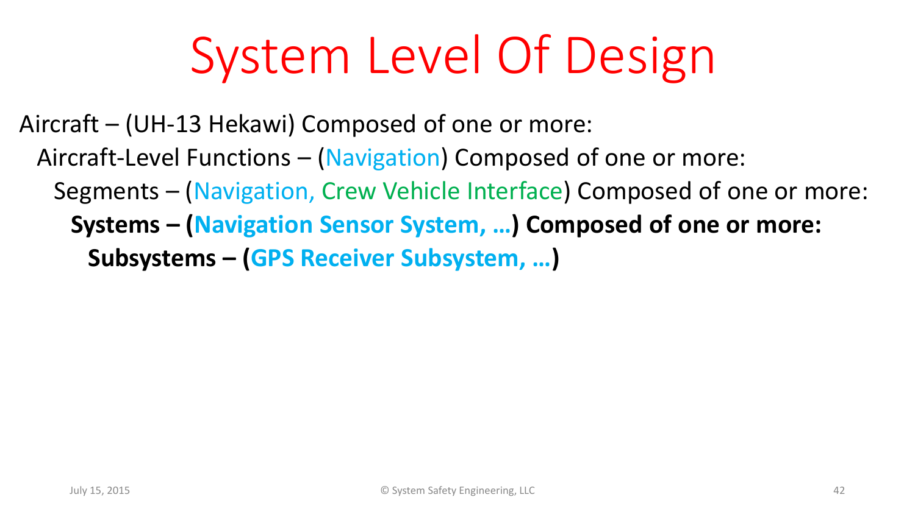# System Level Of Design

- Aircraft – (UH-13 Hekawi) Composed of one or more:
  - Aircraft-Level Functions – (Navigation) Composed of one or more:
    - Segments – (Navigation, Crew Vehicle Interface) Composed of one or more:
      - **Systems – (Navigation Sensor System, …) Composed of one or more:**
        - **Subsystems – (GPS Receiver Subsystem, …)**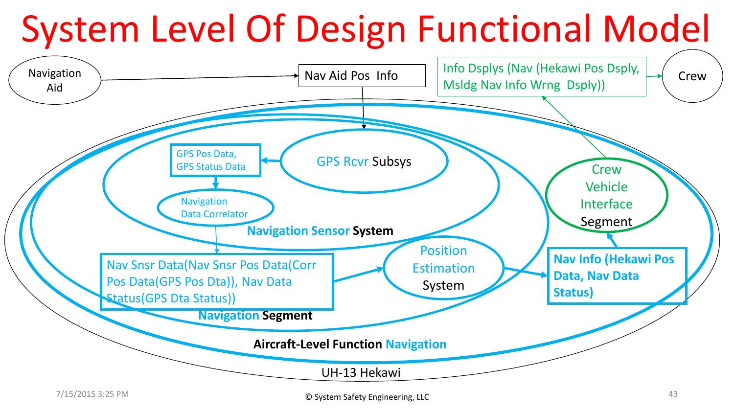# System Level Of Design Functional Model

Navigation Aid

Nav Aid Pos Info

Info Dsplys (Nav (Hekawi Pos Dsply, Msldg Nav Info Wrng Dsply))

Crew

GPS Pos Data, GPS Status Data

GPS Rcvr Subsys

Navigation Data Correlator

**Navigation Sensor System**

Crew Vehicle Interface Segment

Nav Snsr Data(Nav Snsr Pos Data(Corr Pos Data(GPS Pos Dta)), Nav Data Status(GPS Dta Status))

Position Estimation System

**Nav Info (Hekawi Pos Data, Nav Data Status)**

**Navigation Segment**

**Aircraft-Level Function Navigation**

UH-13 Hekawi

7/15/2015 3:25 PM

© System Safety Engineering, LLC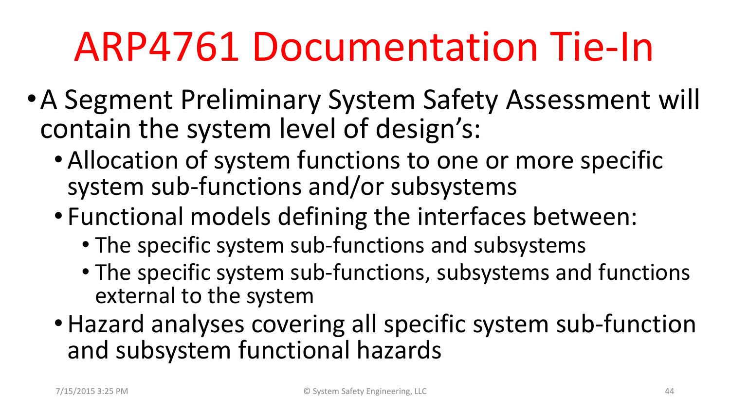# ARP4761 Documentation Tie-In

- A Segment Preliminary System Safety Assessment will contain the system level of design's:
  - Allocation of system functions to one or more specific system sub-functions and/or subsystems
  - Functional models defining the interfaces between:
    - The specific system sub-functions and subsystems
    - The specific system sub-functions, subsystems and functions external to the system
  - Hazard analyses covering all specific system sub-function and subsystem functional hazards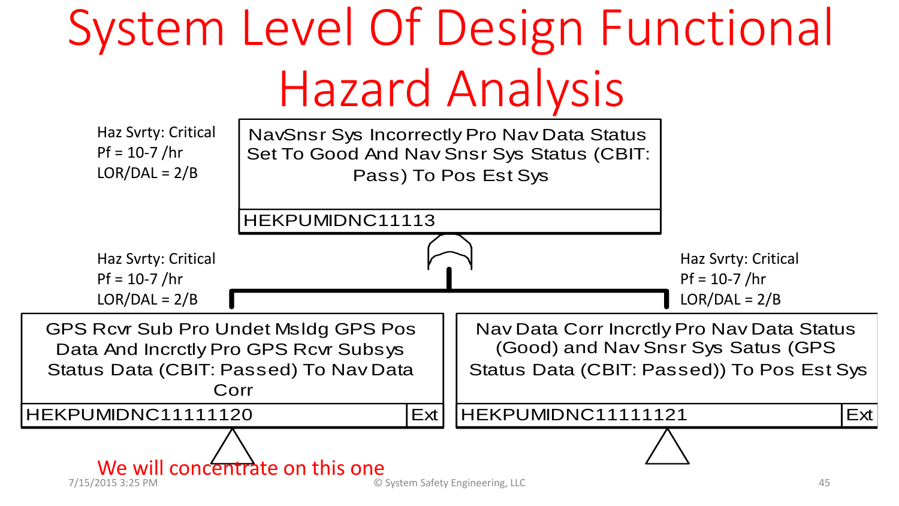# System Level Of Design Functional Hazard Analysis

Haz Svrty: Critical
Pf = 10-7 /hr
LOR/DAL = 2/B

**NavSnsr Sys Incorrectly Pro Nav Data Status Set To Good And Nav Snsr Sys Status (CBIT: Pass) To Pos Est Sys**
HEKPUMIDNC11113

Haz Svrty: Critical
Pf = 10-7 /hr
LOR/DAL = 2/B

**GPS Rcvr Sub Pro Undet Msldg GPS Pos Data And Incrctly Pro GPS Rcvr Subsys Status Data (CBIT: Passed) To Nav Data Corr**
HEKPUMIDNC11111120 | Ext

Haz Svrty: Critical
Pf = 10-7 /hr
LOR/DAL = 2/B

**Nav Data Corr Incrctly Pro Nav Data Status (Good) and Nav Snsr Sys Satus (GPS Status Data (CBIT: Passed)) To Pos Est Sys**
HEKPUMIDNC11111121 | Ext

We will concentrate on this one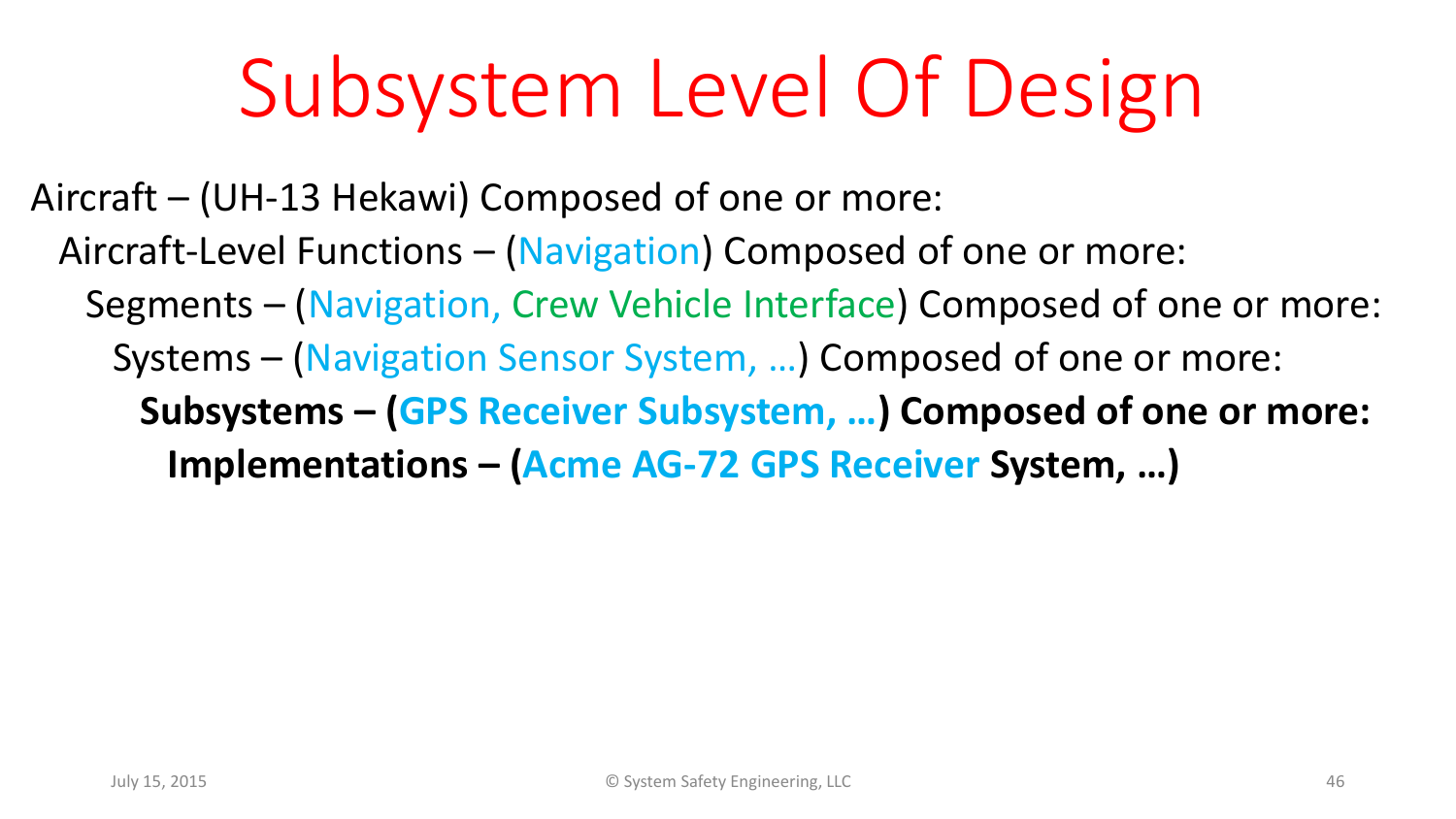# Subsystem Level Of Design

- Aircraft – (UH-13 Hekawi) Composed of one or more:
  - Aircraft-Level Functions – (Navigation) Composed of one or more:
    - Segments – (Navigation, Crew Vehicle Interface) Composed of one or more:
      - Systems – (Navigation Sensor System, …) Composed of one or more:
        - **Subsystems – (GPS Receiver Subsystem, …) Composed of one or more:**
          - **Implementations – (Acme AG-72 GPS Receiver System, …)**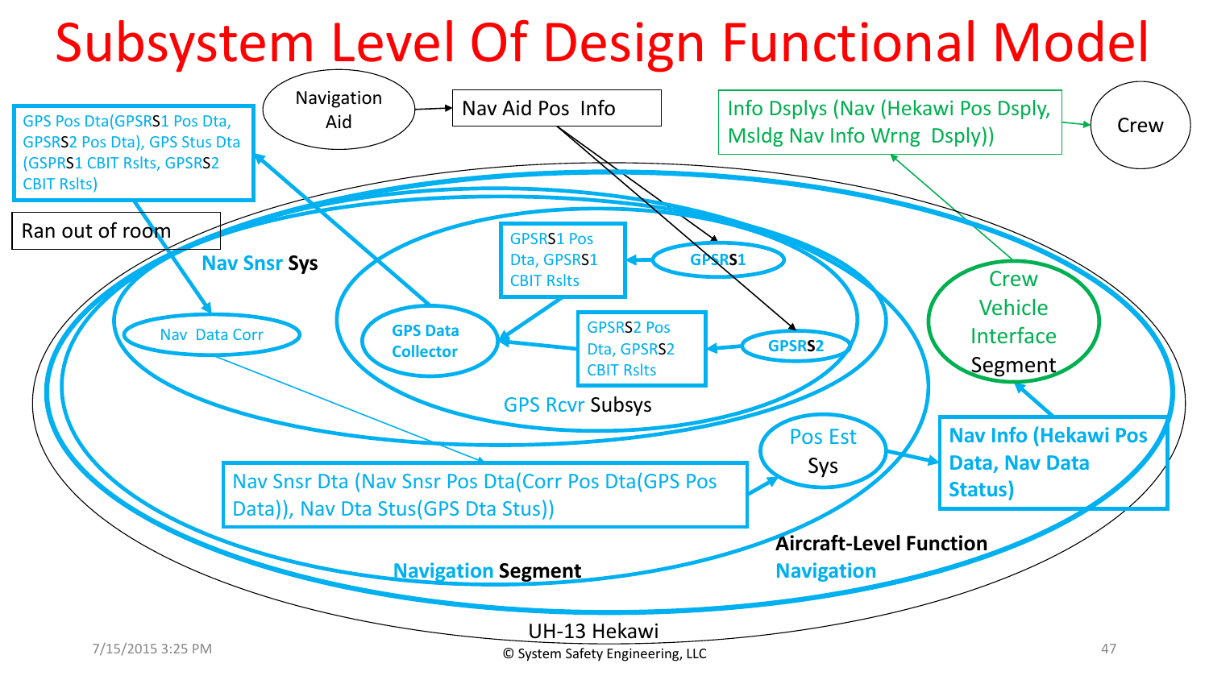# Subsystem Level Of Design Functional Model

Navigation Aid

Nav Aid Pos Info

GPS Pos Dta(GPSRS1 Pos Dta, GPSRS2 Pos Dta), GPS Stus Dta (GSPRS1 CBIT Rslts, GPSRS2 CBIT Rslts)

Ran out of room

Info Dsplys (Nav (Hekawi Pos Dsply, Msldg Nav Info Wrng Dsply))

Crew

Nav Snsr Sys

GPSRS1 Pos Dta, GPSRS1 CBIT Rslts

GPSRS1

GPSRS2 Pos Dta, GPSRS2 CBIT Rslts

GPSRS2

Nav Data Corr

GPS Data Collector

GPS Rcvr Subsys

Crew Vehicle Interface Segment

Pos Est Sys

Nav Snsr Dta (Nav Snsr Pos Dta(Corr Pos Dta(GPS Pos Data)), Nav Dta Stus(GPS Dta Stus))

Nav Info (Hekawi Pos Data, Nav Data Status)

Aircraft-Level Function Navigation

Navigation Segment

UH-13 Hekawi

7/15/2015 3:25 PM

© System Safety Engineering, LLC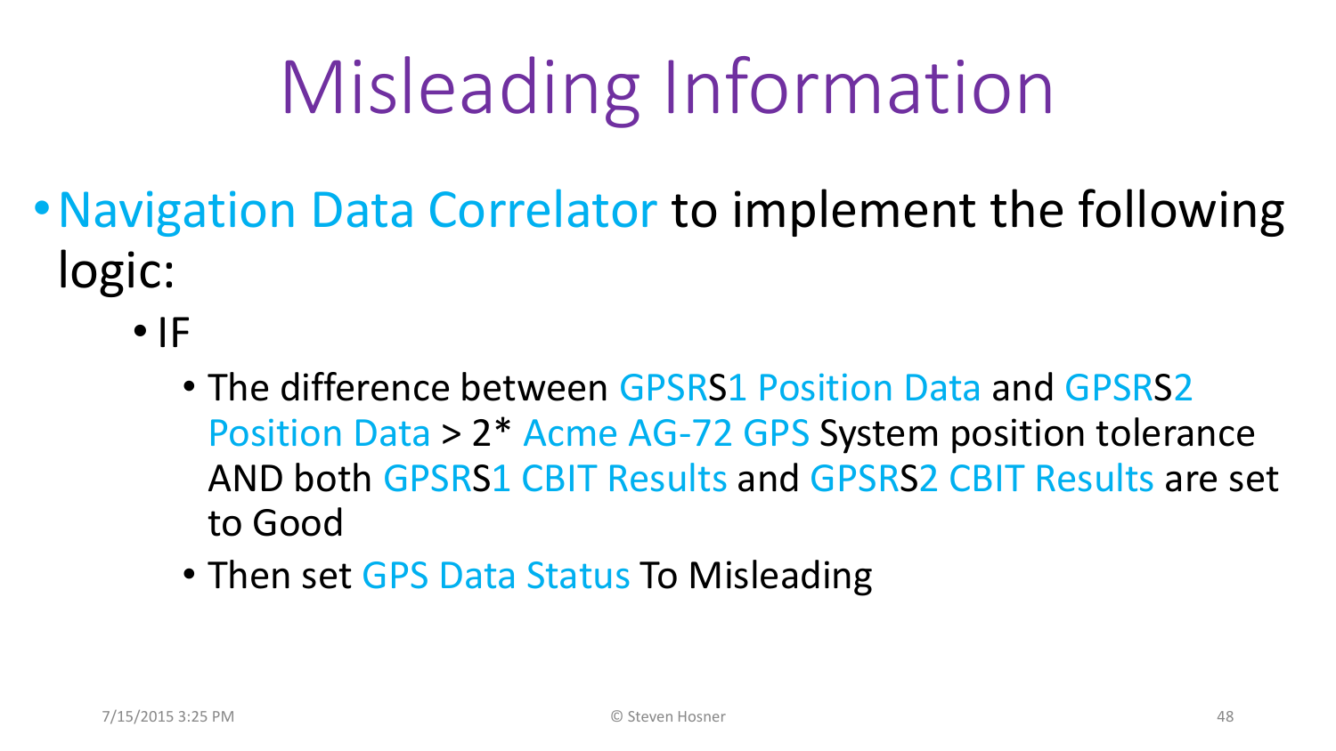# Misleading Information

- Navigation Data Correlator to implement the following logic:
  - IF
    - The difference between GPSRS1 Position Data and GPSRS2 Position Data > 2* Acme AG-72 GPS System position tolerance AND both GPSRS1 CBIT Results and GPSRS2 CBIT Results are set to Good
    - Then set GPS Data Status To Misleading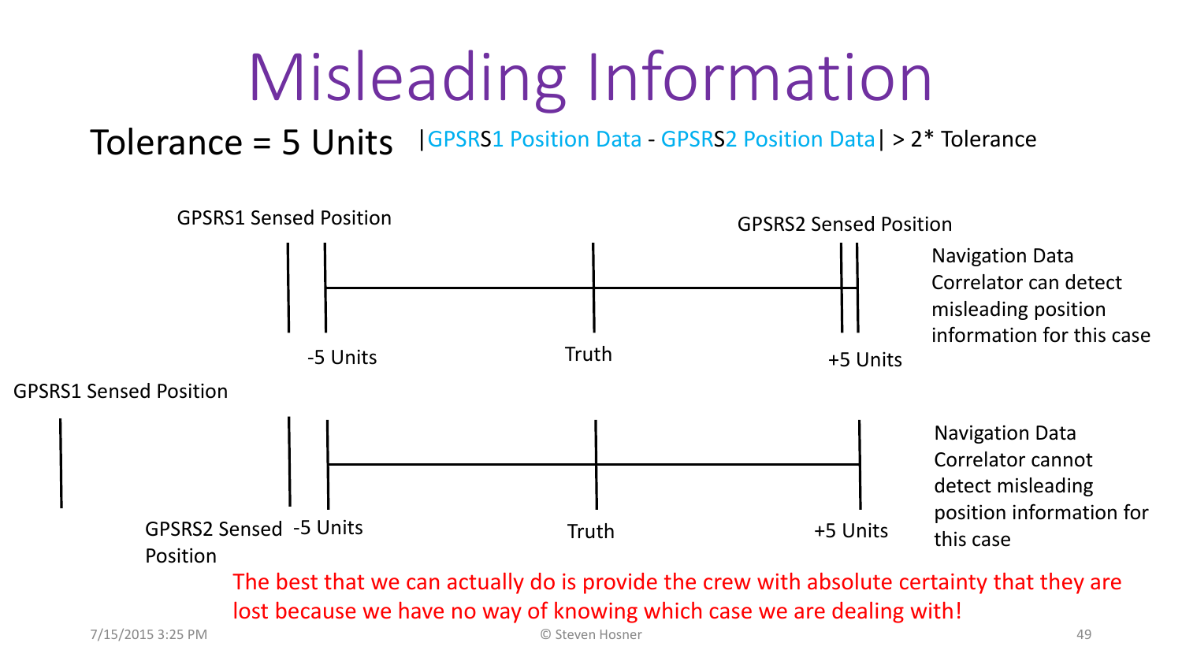# Misleading Information

Tolerance = 5 Units

|GPSRS1 Position Data - GPSRS2 Position Data| > 2* Tolerance

GPSRS1 Sensed Position

GPSRS2 Sensed Position

-5 Units

Truth

+5 Units

Navigation Data Correlator can detect misleading position information for this case

GPSRS1 Sensed Position

GPSRS2 Sensed Position

-5 Units

Truth

+5 Units

Navigation Data Correlator cannot detect misleading position information for this case

The best that we can actually do is provide the crew with absolute certainty that they are lost because we have no way of knowing which case we are dealing with!

7/15/2015 3:25 PM

© Steven Hosner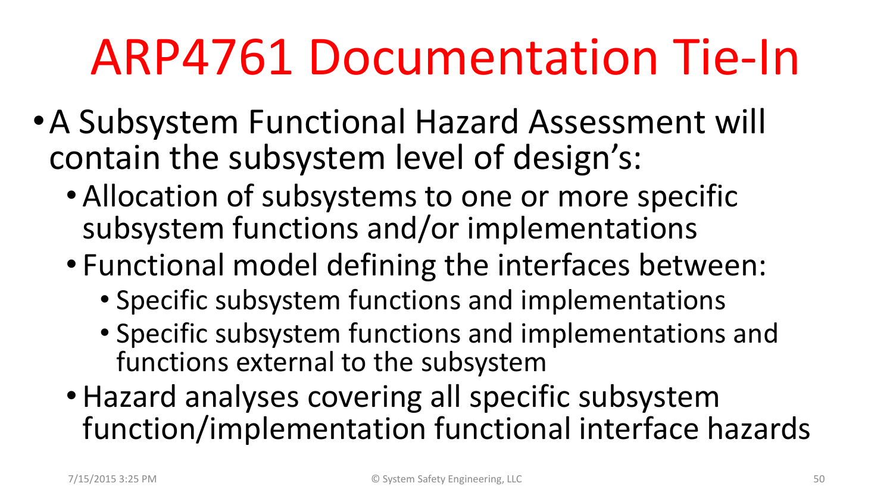# ARP4761 Documentation Tie-In

- A Subsystem Functional Hazard Assessment will contain the subsystem level of design's:
  - Allocation of subsystems to one or more specific subsystem functions and/or implementations
  - Functional model defining the interfaces between:
    - Specific subsystem functions and implementations
    - Specific subsystem functions and implementations and functions external to the subsystem
  - Hazard analyses covering all specific subsystem function/implementation functional interface hazards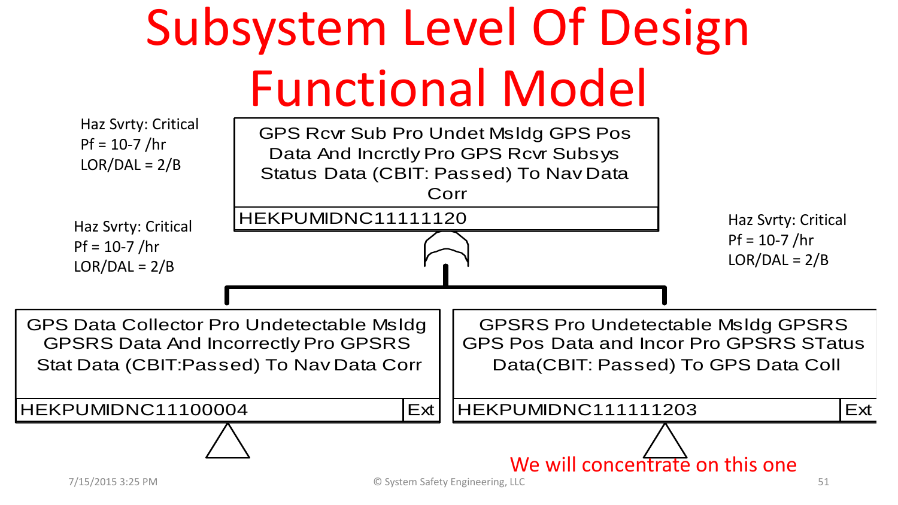# Subsystem Level Of Design Functional Model

Haz Svrty: Critical
Pf = 10-7 /hr
LOR/DAL = 2/B

**GPS Rcvr Sub Pro Undet Msldg GPS Pos Data And Incrctly Pro GPS Rcvr Subsys Status Data (CBIT: Passed) To Nav Data Corr**

HEKPUMIDNC11111120

Haz Svrty: Critical
Pf = 10-7 /hr
LOR/DAL = 2/B

**GPS Data Collector Pro Undetectable Msldg GPSRS Data And Incorrectly Pro GPSRS Stat Data (CBIT:Passed) To Nav Data Corr**

HEKPUMIDNC11100004 | Ext

Haz Svrty: Critical
Pf = 10-7 /hr
LOR/DAL = 2/B

**GPSRS Pro Undetectable Msldg GPSRS GPS Pos Data and Incor Pro GPSRS STatus Data(CBIT: Passed) To GPS Data Coll**

HEKPUMIDNC111111203 | Ext

We will concentrate on this one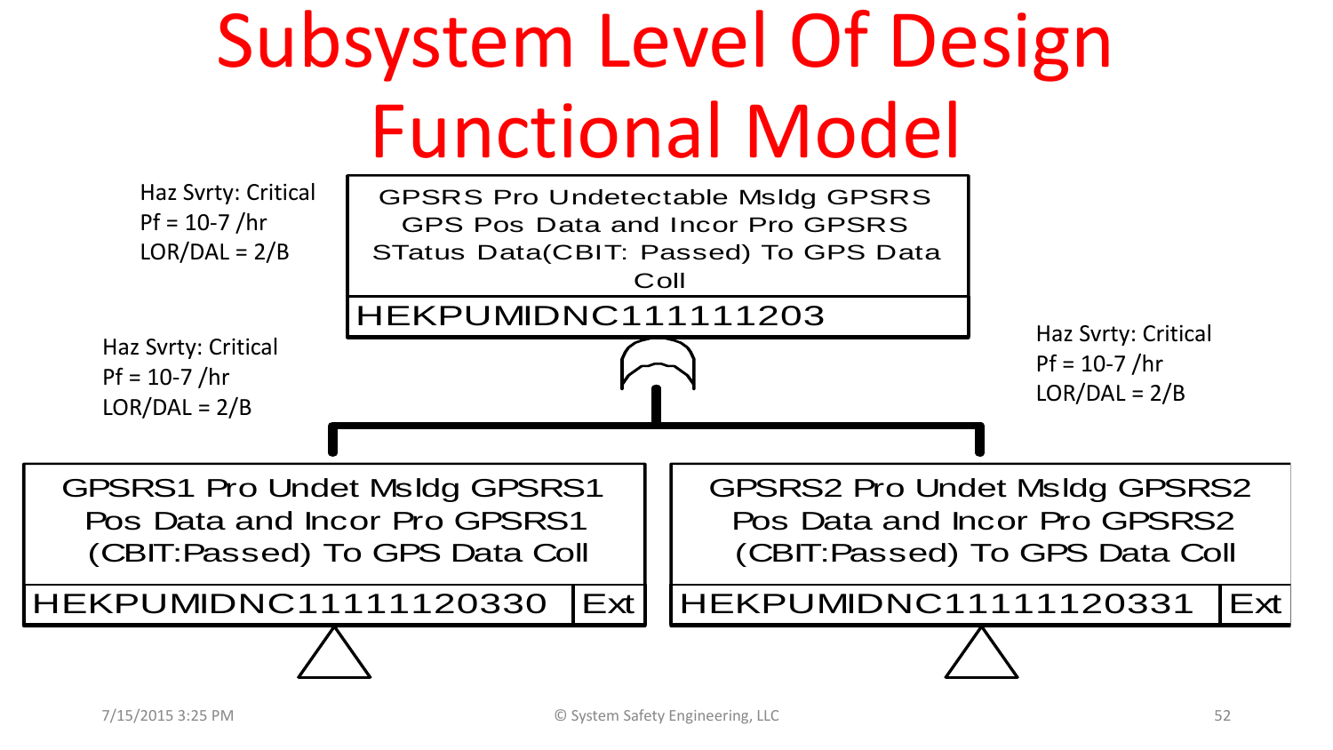# Subsystem Level Of Design Functional Model

Haz Svrty: Critical
Pf = 10-7 /hr
LOR/DAL = 2/B

**GPSRS Pro Undetectable Msldg GPSRS GPS Pos Data and Incor Pro GPSRS STatus Data(CBIT: Passed) To GPS Data Coll**

HEKPUMIDNC111111203

Haz Svrty: Critical
Pf = 10-7 /hr
LOR/DAL = 2/B

**GPSRS1 Pro Undet Msldg GPSRS1 Pos Data and Incor Pro GPSRS1 (CBIT:Passed) To GPS Data Coll**

HEKPUMIDNC11111120330 | Ext

Haz Svrty: Critical
Pf = 10-7 /hr
LOR/DAL = 2/B

**GPSRS2 Pro Undet Msldg GPSRS2 Pos Data and Incor Pro GPSRS2 (CBIT:Passed) To GPS Data Coll**

HEKPUMIDNC11111120331 | Ext

7/15/2015 3:25 PM

© System Safety Engineering, LLC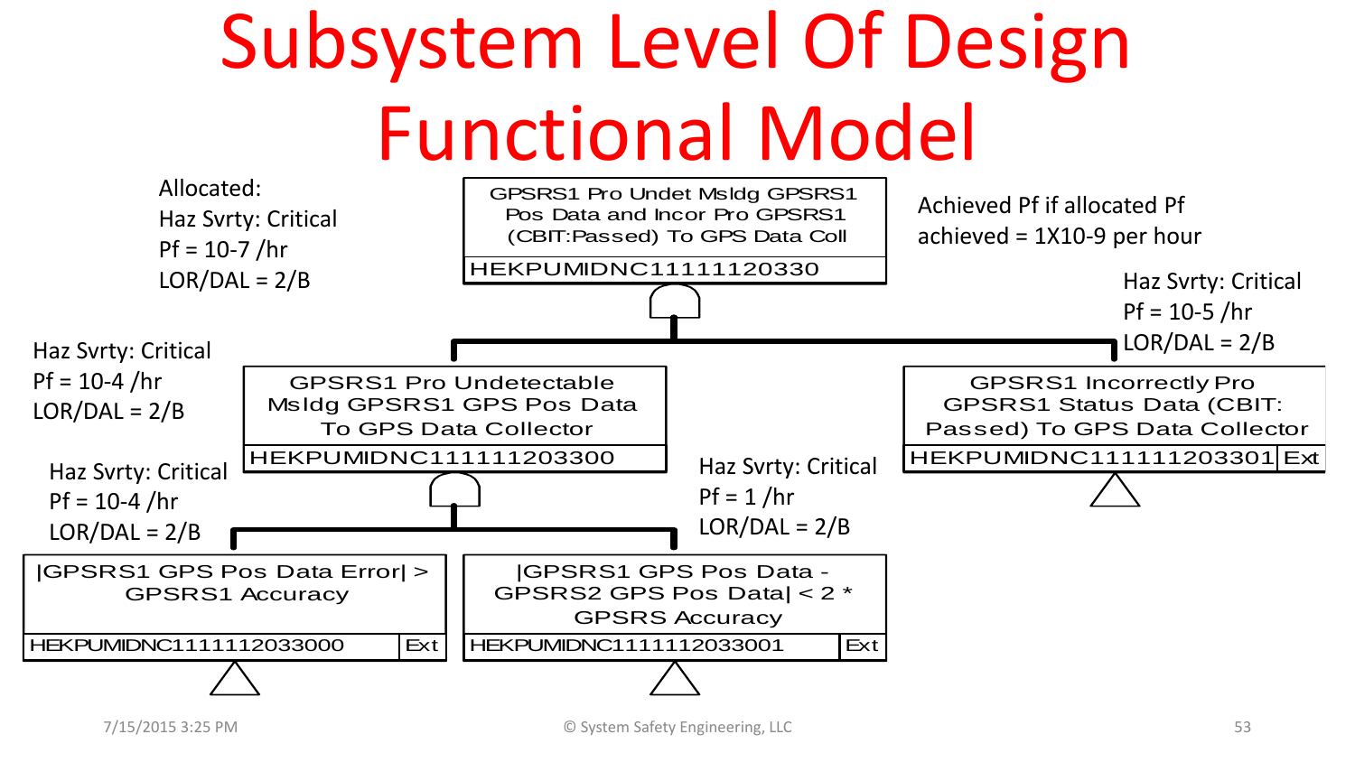# Subsystem Level Of Design Functional Model

Allocated:
Haz Svrty: Critical
Pf = 10-7 /hr
LOR/DAL = 2/B

GPSRS1 Pro Undet Msldg GPSRS1 Pos Data and Incor Pro GPSRS1 (CBIT:Passed) To GPS Data Coll
HEKPUMIDNC11111120330

Achieved Pf if allocated Pf achieved = 1X10-9 per hour

Haz Svrty: Critical
Pf = 10-4 /hr
LOR/DAL = 2/B

GPSRS1 Pro Undetectable Msldg GPSRS1 GPS Pos Data To GPS Data Collector
HEKPUMIDNC111111203300

Haz Svrty: Critical
Pf = 10-5 /hr
LOR/DAL = 2/B

GPSRS1 Incorrectly Pro GPSRS1 Status Data (CBIT: Passed) To GPS Data Collector
HEKPUMIDNC111111203301 | Ext

Haz Svrty: Critical
Pf = 10-4 /hr
LOR/DAL = 2/B

|GPSRS1 GPS Pos Data Error| > GPSRS1 Accuracy
HEKPUMIDNC1111112033000 | Ext

Haz Svrty: Critical
Pf = 1 /hr
LOR/DAL = 2/B

|GPSRS1 GPS Pos Data - GPSRS2 GPS Pos Data| < 2 * GPSRS Accuracy
HEKPUMIDNC1111112033001 | Ext

7/15/2015 3:25 PM

© System Safety Engineering, LLC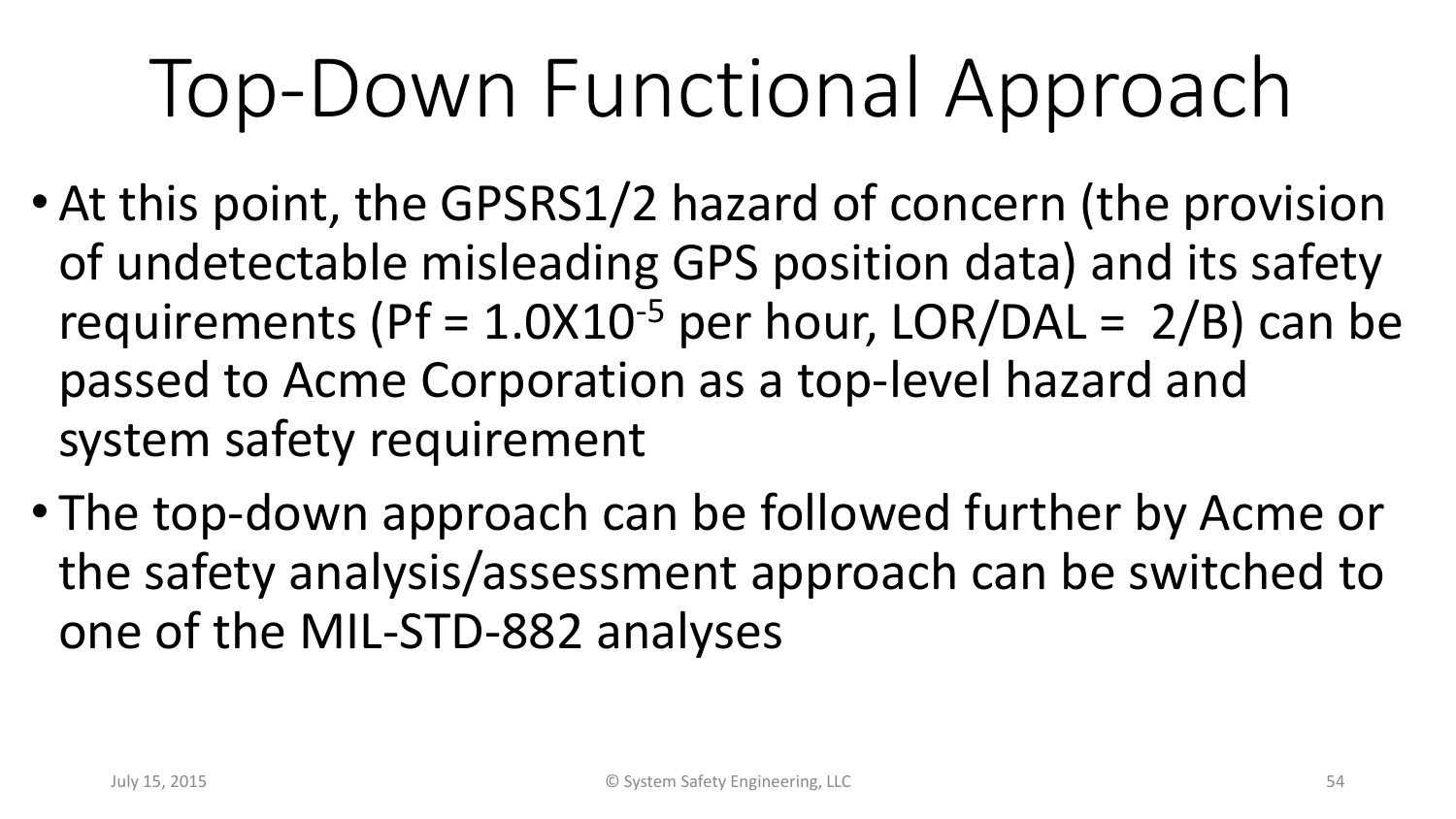# Top-Down Functional Approach

- At this point, the GPSRS1/2 hazard of concern (the provision of undetectable misleading GPS position data) and its safety requirements (Pf = $1.0X10^{-5}$ per hour, LOR/DAL = 2/B) can be passed to Acme Corporation as a top-level hazard and system safety requirement
- The top-down approach can be followed further by Acme or the safety analysis/assessment approach can be switched to one of the MIL-STD-882 analyses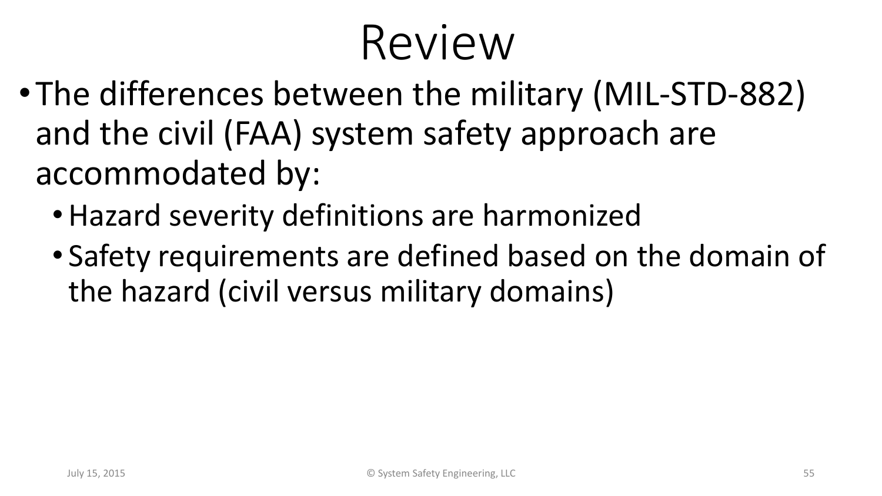# Review

- The differences between the military (MIL-STD-882) and the civil (FAA) system safety approach are accommodated by:
  - Hazard severity definitions are harmonized
  - Safety requirements are defined based on the domain of the hazard (civil versus military domains)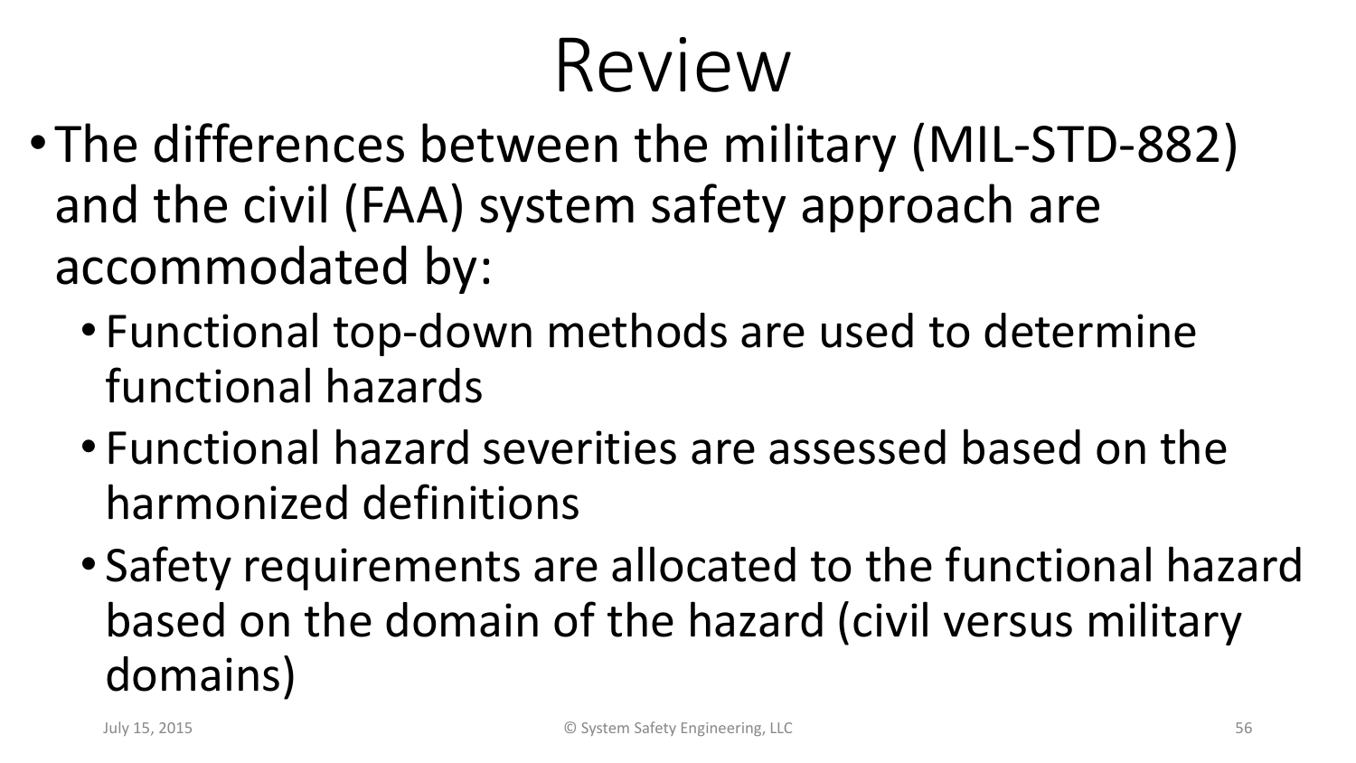# Review

- The differences between the military (MIL-STD-882) and the civil (FAA) system safety approach are accommodated by:
  - Functional top-down methods are used to determine functional hazards
  - Functional hazard severities are assessed based on the harmonized definitions
  - Safety requirements are allocated to the functional hazard based on the domain of the hazard (civil versus military domains)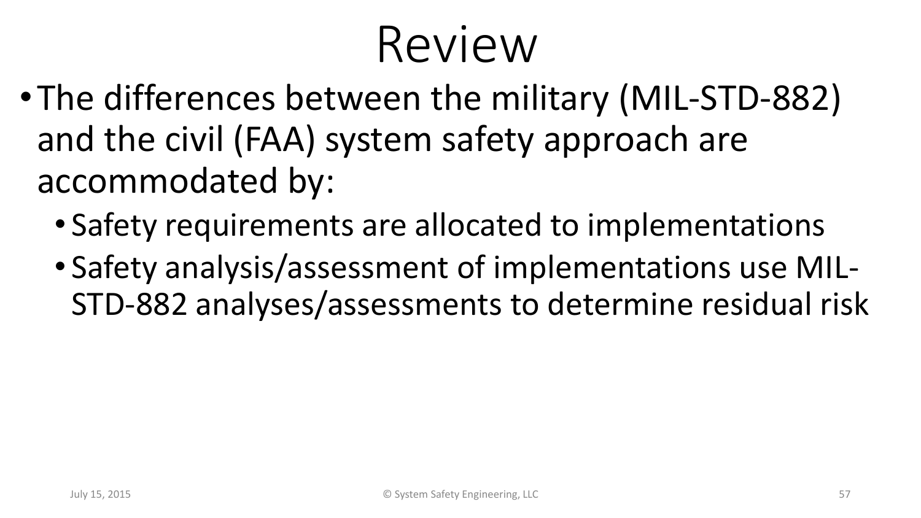# Review

- The differences between the military (MIL-STD-882) and the civil (FAA) system safety approach are accommodated by:
  - Safety requirements are allocated to implementations
  - Safety analysis/assessment of implementations use MIL-STD-882 analyses/assessments to determine residual risk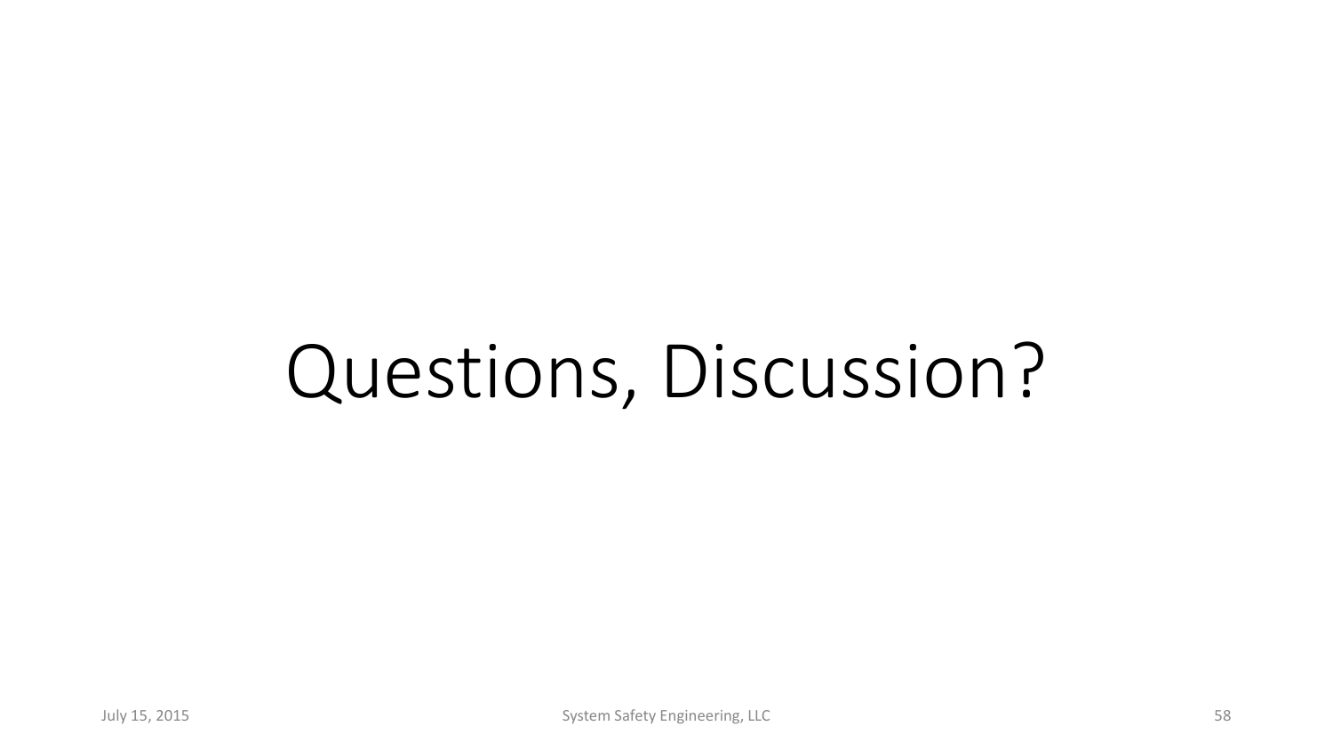# Questions, Discussion?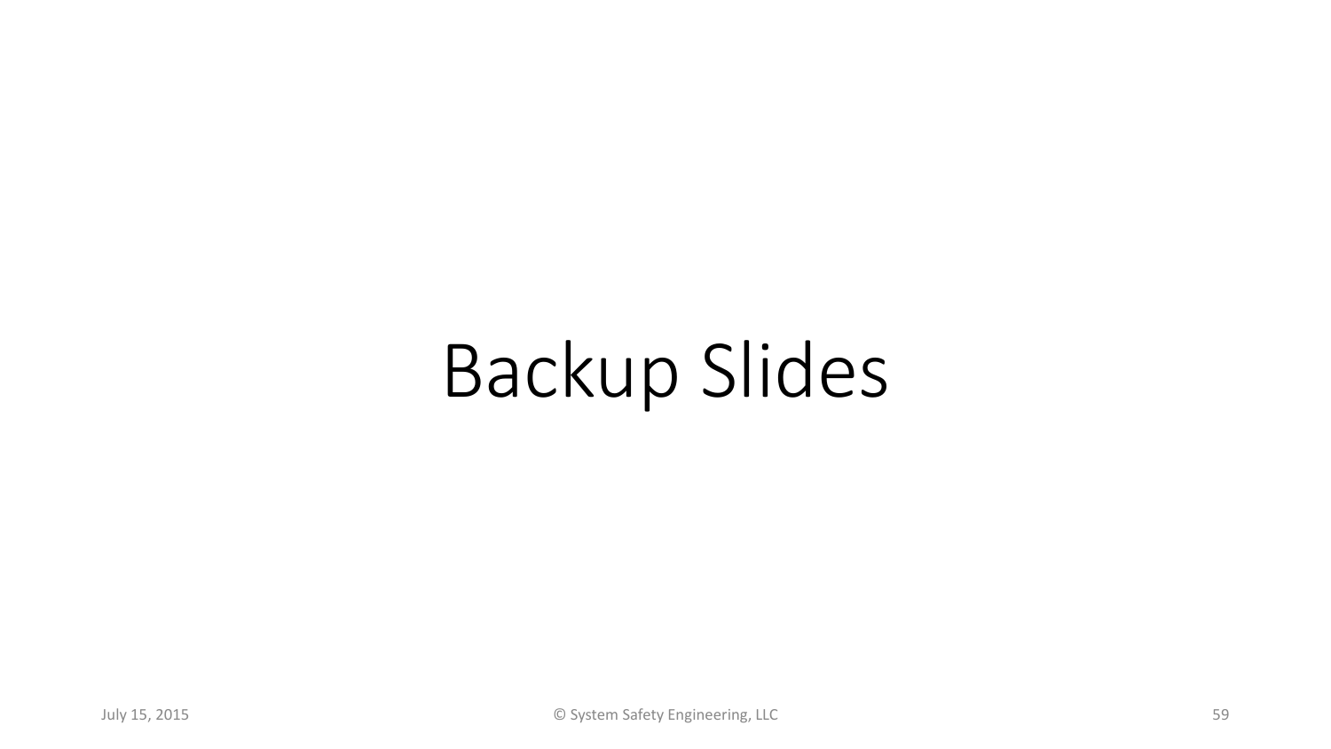# Backup Slides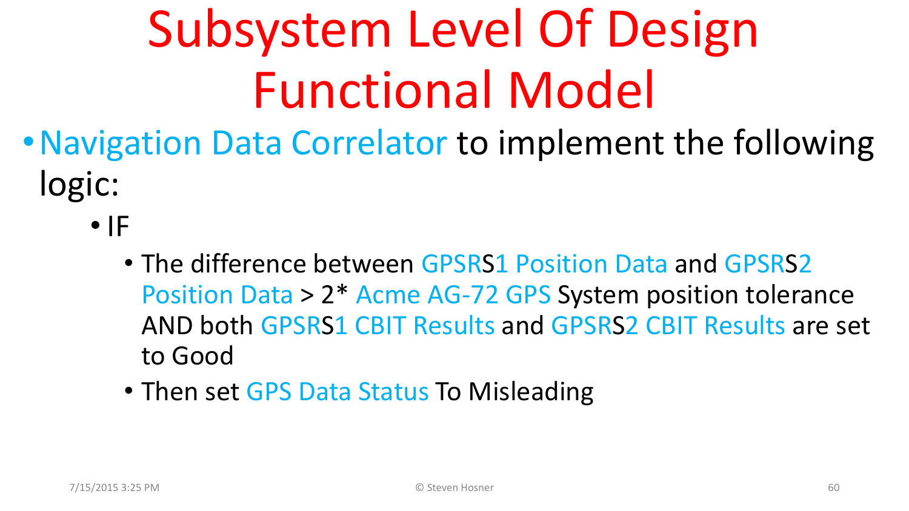# Subsystem Level Of Design Functional Model

- Navigation Data Correlator to implement the following logic:
  - IF
    - The difference between GPSRS1 Position Data and GPSRS2 Position Data > 2* Acme AG-72 GPS System position tolerance AND both GPSRS1 CBIT Results and GPSRS2 CBIT Results are set to Good
    - Then set GPS Data Status To Misleading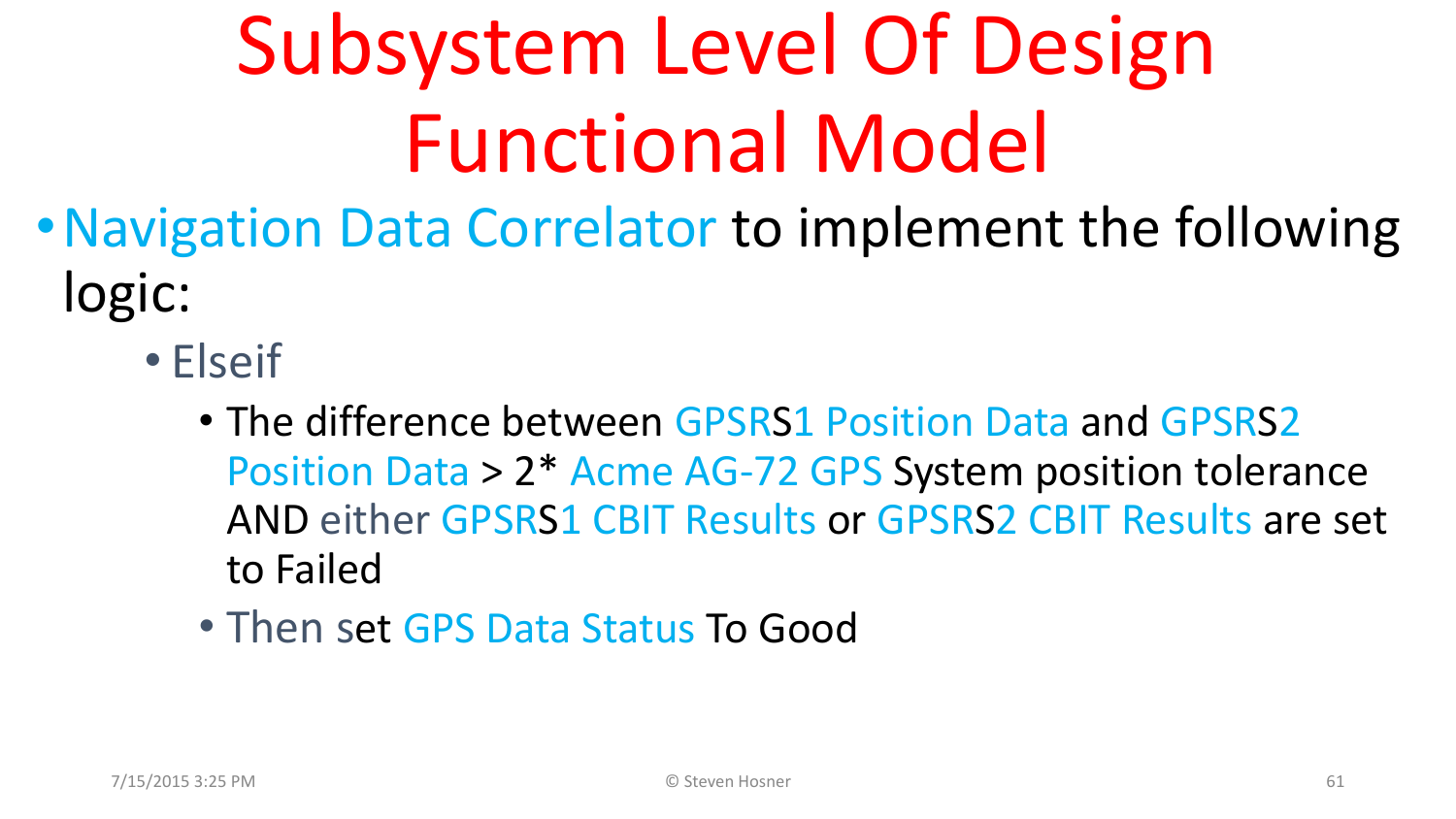# Subsystem Level Of Design Functional Model

- Navigation Data Correlator to implement the following logic:
  - Elseif
    - The difference between GPSRS1 Position Data and GPSRS2 Position Data > 2* Acme AG-72 GPS System position tolerance AND either GPSRS1 CBIT Results or GPSRS2 CBIT Results are set to Failed
    - Then set GPS Data Status To Good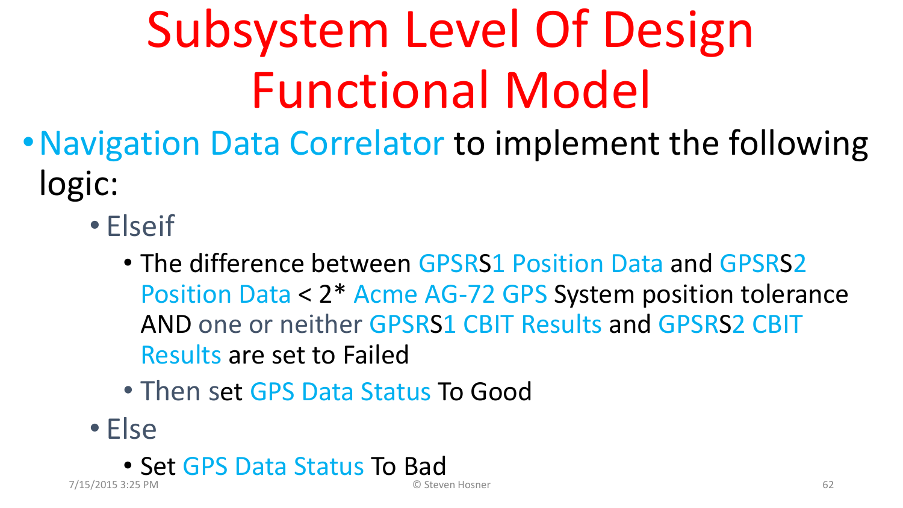# Subsystem Level Of Design Functional Model

- Navigation Data Correlator to implement the following logic:
  - Elseif
    - The difference between GPSRS1 Position Data and GPSRS2 Position Data < 2* Acme AG-72 GPS System position tolerance AND one or neither GPSRS1 CBIT Results and GPSRS2 CBIT Results are set to Failed
    - Then set GPS Data Status To Good
  - Else
    - Set GPS Data Status To Bad